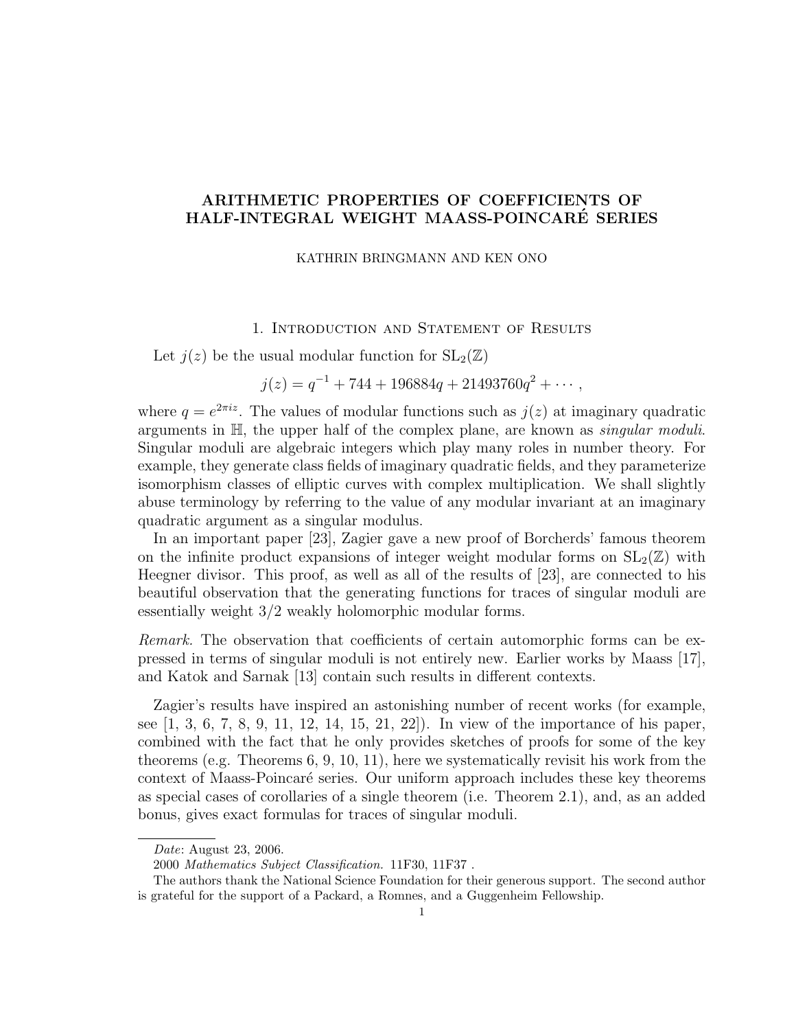# ARITHMETIC PROPERTIES OF COEFFICIENTS OF HALF-INTEGRAL WEIGHT MAASS-POINCARÉ SERIES

KATHRIN BRINGMANN AND KEN ONO

## 1. Introduction and Statement of Results

Let $j(z)$ be the usual modular function for $\mathrm{SL}_2(\mathbb{Z})$

$$j(z) = q^{-1} + 744 + 196884q + 21493760q^2 + \cdots,$$

where $q = e^{2\pi i z}$. The values of modular functions such as $j(z)$ at imaginary quadratic arguments in $\mathbb{H}$, the upper half of the complex plane, are known as *singular moduli*. Singular moduli are algebraic integers which play many roles in number theory. For example, they generate class fields of imaginary quadratic fields, and they parameterize isomorphism classes of elliptic curves with complex multiplication. We shall slightly abuse terminology by referring to the value of any modular invariant at an imaginary quadratic argument as a singular modulus.

In an important paper [23], Zagier gave a new proof of Borcherds' famous theorem on the infinite product expansions of integer weight modular forms on $\mathrm{SL}_2(\mathbb{Z})$ with Heegner divisor. This proof, as well as all of the results of [23], are connected to his beautiful observation that the generating functions for traces of singular moduli are essentially weight $3/2$ weakly holomorphic modular forms.

*Remark.* The observation that coefficients of certain automorphic forms can be expressed in terms of singular moduli is not entirely new. Earlier works by Maass [17], and Katok and Sarnak [13] contain such results in different contexts.

Zagier's results have inspired an astonishing number of recent works (for example, see [1, 3, 6, 7, 8, 9, 11, 12, 14, 15, 21, 22]). In view of the importance of his paper, combined with the fact that he only provides sketches of proofs for some of the key theorems (e.g. Theorems 6, 9, 10, 11), here we systematically revisit his work from the context of Maass-Poincaré series. Our uniform approach includes these key theorems as special cases of corollaries of a single theorem (i.e. Theorem 2.1), and, as an added bonus, gives exact formulas for traces of singular moduli.

*Date*: August 23, 2006.

2000 *Mathematics Subject Classification.* 11F30, 11F37 .

The authors thank the National Science Foundation for their generous support. The second author is grateful for the support of a Packard, a Romnes, and a Guggenheim Fellowship.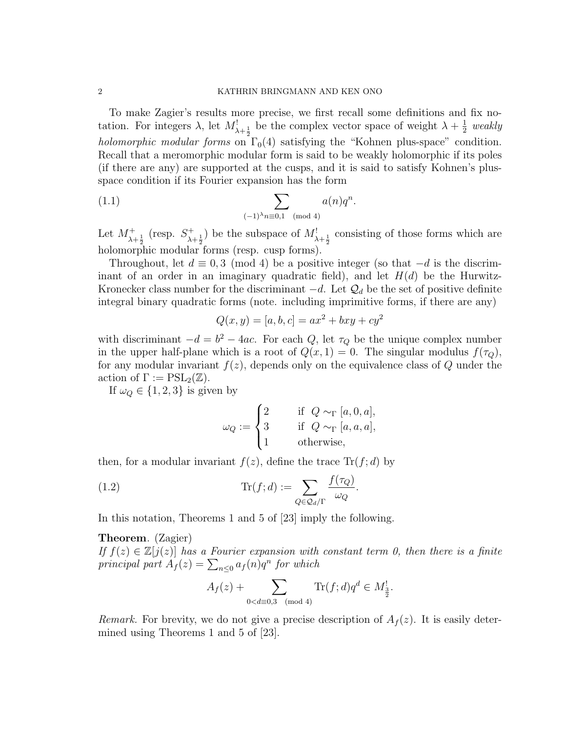To make Zagier's results more precise, we first recall some definitions and fix notation. For integers $\lambda$, let $M^!_{\lambda+\frac{1}{2}}$ be the complex vector space of weight $\lambda + \frac{1}{2}$ *weakly holomorphic modular forms* on $\Gamma_0(4)$ satisfying the "Kohnen plus-space" condition. Recall that a meromorphic modular form is said to be weakly holomorphic if its poles (if there are any) are supported at the cusps, and it is said to satisfy Kohnen's plus-space condition if its Fourier expansion has the form

$$\sum_{(-1)^\lambda n \equiv 0,1 \pmod 4} a(n)q^n. \tag{1.1}$$

Let $M^+_{\lambda+\frac{1}{2}}$ (resp. $S^+_{\lambda+\frac{1}{2}}$) be the subspace of $M^!_{\lambda+\frac{1}{2}}$ consisting of those forms which are holomorphic modular forms (resp. cusp forms).

Throughout, let $d \equiv 0, 3 \pmod 4$ be a positive integer (so that $-d$ is the discriminant of an order in an imaginary quadratic field), and let $H(d)$ be the Hurwitz-Kronecker class number for the discriminant $-d$. Let $\mathcal{Q}_d$ be the set of positive definite integral binary quadratic forms (note. including imprimitive forms, if there are any)

$$Q(x, y) = [a, b, c] = ax^2 + bxy + cy^2$$

with discriminant $-d = b^2 - 4ac$. For each $Q$, let $\tau_Q$ be the unique complex number in the upper half-plane which is a root of $Q(x, 1) = 0$. The singular modulus $f(\tau_Q)$, for any modular invariant $f(z)$, depends only on the equivalence class of $Q$ under the action of $\Gamma := \mathrm{PSL}_2(\mathbb{Z})$.

If $\omega_Q \in \{1, 2, 3\}$ is given by

$$\omega_Q := \begin{cases} 2 & \text{if } Q \sim_\Gamma [a, 0, a], \\ 3 & \text{if } Q \sim_\Gamma [a, a, a], \\ 1 & \text{otherwise,} \end{cases}$$

then, for a modular invariant $f(z)$, define the trace $\mathrm{Tr}(f; d)$ by

$$\mathrm{Tr}(f; d) := \sum_{Q \in \mathcal{Q}_d/\Gamma} \frac{f(\tau_Q)}{\omega_Q}. \tag{1.2}$$

In this notation, Theorems 1 and 5 of [23] imply the following.

**Theorem**. (Zagier)
*If $f(z) \in \mathbb{Z}[j(z)]$ has a Fourier expansion with constant term 0, then there is a finite principal part $A_f(z) = \sum_{n \leq 0} a_f(n)q^n$ for which*

$$A_f(z) + \sum_{0 < d \equiv 0,3 \pmod 4} \mathrm{Tr}(f; d)q^d \in M^!_{\frac{3}{2}}.$$

*Remark.* For brevity, we do not give a precise description of $A_f(z)$. It is easily determined using Theorems 1 and 5 of [23].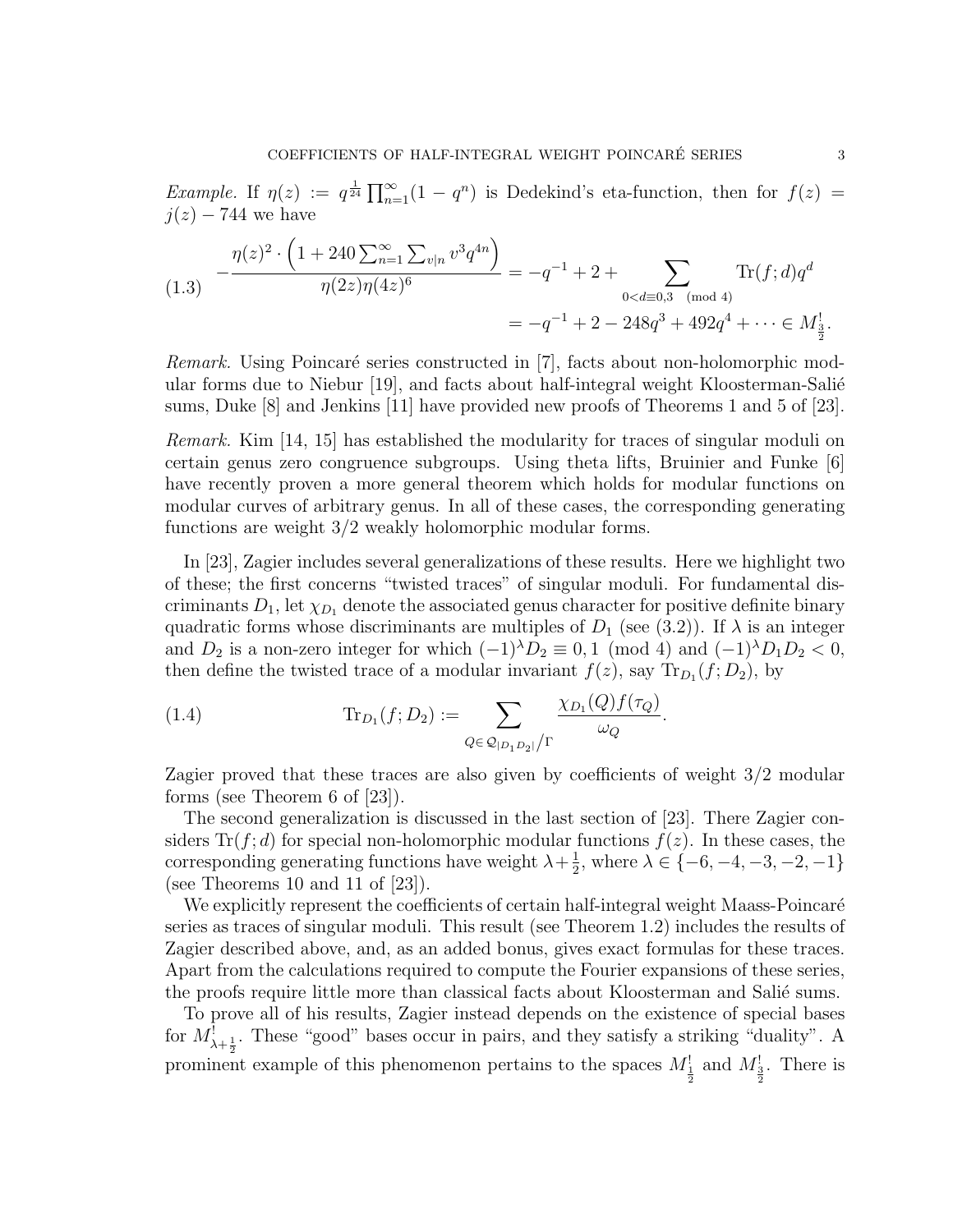*Example.* If $\eta(z) := q^{\frac{1}{24}} \prod_{n=1}^{\infty}(1-q^n)$ is Dedekind's eta-function, then for $f(z) = j(z) - 744$ we have

$$
\begin{aligned}
(1.3) \qquad -\frac{\eta(z)^2 \cdot \left(1 + 240 \sum_{n=1}^{\infty} \sum_{v|n} v^3 q^{4n}\right)}{\eta(2z)\eta(4z)^6} &= -q^{-1} + 2 + \sum_{0<d\equiv 0,3 \pmod 4} \mathrm{Tr}(f;d)q^d \\
&= -q^{-1} + 2 - 248q^3 + 492q^4 + \cdots \in M^!_{\frac{3}{2}}.
\end{aligned}
$$

*Remark.* Using Poincaré series constructed in [7], facts about non-holomorphic modular forms due to Niebur [19], and facts about half-integral weight Kloosterman-Salié sums, Duke [8] and Jenkins [11] have provided new proofs of Theorems 1 and 5 of [23].

*Remark.* Kim [14, 15] has established the modularity for traces of singular moduli on certain genus zero congruence subgroups. Using theta lifts, Bruinier and Funke [6] have recently proven a more general theorem which holds for modular functions on modular curves of arbitrary genus. In all of these cases, the corresponding generating functions are weight 3/2 weakly holomorphic modular forms.

In [23], Zagier includes several generalizations of these results. Here we highlight two of these; the first concerns "twisted traces" of singular moduli. For fundamental discriminants $D_1$, let $\chi_{D_1}$ denote the associated genus character for positive definite binary quadratic forms whose discriminants are multiples of $D_1$ (see (3.2)). If $\lambda$ is an integer and $D_2$ is a non-zero integer for which $(-1)^{\lambda}D_2 \equiv 0, 1 \pmod 4$ and $(-1)^{\lambda}D_1D_2 < 0$, then define the twisted trace of a modular invariant $f(z)$, say $\mathrm{Tr}_{D_1}(f;D_2)$, by

$$
(1.4) \qquad \mathrm{Tr}_{D_1}(f;D_2) := \sum_{Q \in \mathcal{Q}_{|D_1D_2|}/\Gamma} \frac{\chi_{D_1}(Q)f(\tau_Q)}{\omega_Q}.
$$

Zagier proved that these traces are also given by coefficients of weight 3/2 modular forms (see Theorem 6 of [23]).

The second generalization is discussed in the last section of [23]. There Zagier considers $\mathrm{Tr}(f;d)$ for special non-holomorphic modular functions $f(z)$. In these cases, the corresponding generating functions have weight $\lambda + \frac{1}{2}$, where $\lambda \in \{-6, -4, -3, -2, -1\}$ (see Theorems 10 and 11 of [23]).

We explicitly represent the coefficients of certain half-integral weight Maass-Poincaré series as traces of singular moduli. This result (see Theorem 1.2) includes the results of Zagier described above, and, as an added bonus, gives exact formulas for these traces. Apart from the calculations required to compute the Fourier expansions of these series, the proofs require little more than classical facts about Kloosterman and Salié sums.

To prove all of his results, Zagier instead depends on the existence of special bases for $M^!_{\lambda+\frac{1}{2}}$. These "good" bases occur in pairs, and they satisfy a striking "duality". A prominent example of this phenomenon pertains to the spaces $M^!_{\frac{1}{2}}$ and $M^!_{\frac{3}{2}}$. There is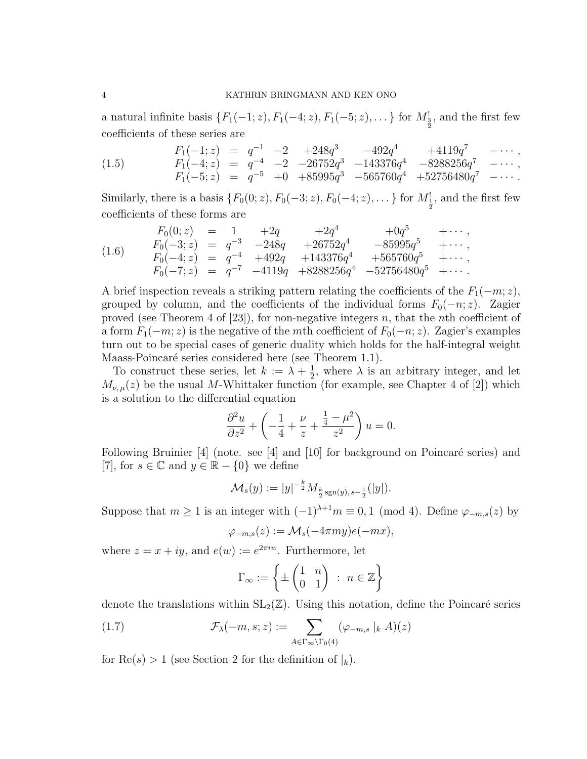a natural infinite basis $\{F_1(-1;z), F_1(-4;z), F_1(-5;z), \dots\}$ for $M^!_{\frac{3}{2}}$, and the first few coefficients of these series are

$$
\begin{array}{lcllllll}
F_1(-1;z) & = & q^{-1} & -2 & +248q^3 & -492q^4 & +4119q^7 & -\cdots, \\
F_1(-4;z) & = & q^{-4} & -2 & -26752q^3 & -143376q^4 & -8288256q^7 & -\cdots, \\
F_1(-5;z) & = & q^{-5} & +0 & +85995q^3 & -565760q^4 & +52756480q^7 & -\cdots.
\end{array}
\tag{1.5}
$$

Similarly, there is a basis $\{F_0(0;z), F_0(-3;z), F_0(-4;z), \dots\}$ for $M^!_{\frac{1}{2}}$, and the first few coefficients of these forms are

$$
\begin{array}{lcllllll}
F_0(0;z) & = & 1 & +2q & +2q^4 & +0q^5 & +\cdots, \\
F_0(-3;z) & = & q^{-3} & -248q & +26752q^4 & -85995q^5 & +\cdots, \\
F_0(-4;z) & = & q^{-4} & +492q & +143376q^4 & +565760q^5 & +\cdots, \\
F_0(-7;z) & = & q^{-7} & -4119q & +8288256q^4 & -52756480q^5 & +\cdots.
\end{array}
\tag{1.6}
$$

A brief inspection reveals a striking pattern relating the coefficients of the $F_1(-m;z)$, grouped by column, and the coefficients of the individual forms $F_0(-n;z)$. Zagier proved (see Theorem 4 of [23]), for non-negative integers $n$, that the $n$th coefficient of a form $F_1(-m;z)$ is the negative of the $m$th coefficient of $F_0(-n;z)$. Zagier's examples turn out to be special cases of generic duality which holds for the half-integral weight Maass-Poincaré series considered here (see Theorem 1.1).

To construct these series, let $k := \lambda + \frac{1}{2}$, where $\lambda$ is an arbitrary integer, and let $M_{\nu,\mu}(z)$ be the usual $M$-Whittaker function (for example, see Chapter 4 of [2]) which is a solution to the differential equation

$$
\frac{\partial^2 u}{\partial z^2} + \left(-\frac{1}{4} + \frac{\nu}{z} + \frac{\frac{1}{4} - \mu^2}{z^2}\right) u = 0.
$$

Following Bruinier [4] (note. see [4] and [10] for background on Poincaré series) and [7], for $s \in \mathbb{C}$ and $y \in \mathbb{R} - \{0\}$ we define

$$
\mathcal{M}_s(y) := |y|^{-\frac{k}{2}} M_{\frac{k}{2}\operatorname{sgn}(y),\, s-\frac{1}{2}}(|y|).
$$

Suppose that $m \geq 1$ is an integer with $(-1)^{\lambda+1} m \equiv 0, 1 \pmod 4$. Define $\varphi_{-m,s}(z)$ by

$$
\varphi_{-m,s}(z) := \mathcal{M}_s(-4\pi m y) e(-mx),
$$

where $z = x + iy$, and $e(w) := e^{2\pi i w}$. Furthermore, let

$$
\Gamma_\infty := \left\{ \pm \begin{pmatrix} 1 & n \\ 0 & 1 \end{pmatrix} \ : \ n \in \mathbb{Z} \right\}
$$

denote the translations within $\mathrm{SL}_2(\mathbb{Z})$. Using this notation, define the Poincaré series

$$
\mathcal{F}_\lambda(-m, s; z) := \sum_{A \in \Gamma_\infty \backslash \Gamma_0(4)} (\varphi_{-m,s} \mid_k A)(z)
\tag{1.7}
$$

for $\operatorname{Re}(s) > 1$ (see Section 2 for the definition of $|_k$).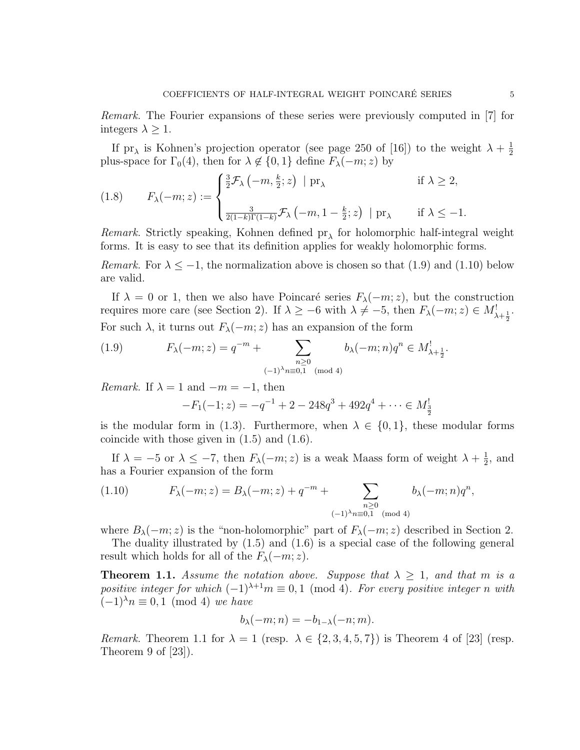*Remark.* The Fourier expansions of these series were previously computed in [7] for integers $\lambda \geq 1$.

If $\mathrm{pr}_\lambda$ is Kohnen's projection operator (see page 250 of [16]) to the weight $\lambda + \frac{1}{2}$ plus-space for $\Gamma_0(4)$, then for $\lambda \notin \{0, 1\}$ define $F_\lambda(-m; z)$ by

$$
F_\lambda(-m;z) := \begin{cases} \frac{3}{2}\mathcal{F}_\lambda\left(-m, \frac{k}{2}; z\right) \mid \mathrm{pr}_\lambda & \text{if } \lambda \geq 2, \\ \\ \frac{3}{2(1-k)\Gamma(1-k)}\mathcal{F}_\lambda\left(-m, 1-\frac{k}{2}; z\right) \mid \mathrm{pr}_\lambda & \text{if } \lambda \leq -1. \end{cases} \tag{1.8}
$$

*Remark.* Strictly speaking, Kohnen defined $\mathrm{pr}_\lambda$ for holomorphic half-integral weight forms. It is easy to see that its definition applies for weakly holomorphic forms.

*Remark.* For $\lambda \leq -1$, the normalization above is chosen so that (1.9) and (1.10) below are valid.

If $\lambda = 0$ or $1$, then we also have Poincaré series $F_\lambda(-m; z)$, but the construction requires more care (see Section 2). If $\lambda \geq -6$ with $\lambda \neq -5$, then $F_\lambda(-m; z) \in M^!_{\lambda+\frac{1}{2}}$. For such $\lambda$, it turns out $F_\lambda(-m; z)$ has an expansion of the form

$$
F_\lambda(-m;z) = q^{-m} + \sum_{\substack{n \geq 0 \\ (-1)^\lambda n \equiv 0,1 \pmod 4}} b_\lambda(-m;n)q^n \in M^!_{\lambda+\frac{1}{2}}. \tag{1.9}
$$

*Remark.* If $\lambda = 1$ and $-m = -1$, then

$$
-F_1(-1;z) = -q^{-1} + 2 - 248q^3 + 492q^4 + \cdots \in M^!_{\frac{3}{2}}
$$

is the modular form in (1.3). Furthermore, when $\lambda \in \{0, 1\}$, these modular forms coincide with those given in (1.5) and (1.6).

If $\lambda = -5$ or $\lambda \leq -7$, then $F_\lambda(-m; z)$ is a weak Maass form of weight $\lambda + \frac{1}{2}$, and has a Fourier expansion of the form

$$
F_\lambda(-m;z) = B_\lambda(-m;z) + q^{-m} + \sum_{\substack{n \geq 0 \\ (-1)^\lambda n \equiv 0,1 \pmod 4}} b_\lambda(-m;n)q^n, \tag{1.10}
$$

where $B_\lambda(-m; z)$ is the "non-holomorphic" part of $F_\lambda(-m; z)$ described in Section 2.

The duality illustrated by (1.5) and (1.6) is a special case of the following general result which holds for all of the $F_\lambda(-m; z)$.

**Theorem 1.1.** *Assume the notation above. Suppose that $\lambda \geq 1$, and that $m$ is a positive integer for which $(-1)^{\lambda+1}m \equiv 0, 1 \pmod 4$. For every positive integer $n$ with $(-1)^\lambda n \equiv 0, 1 \pmod 4$ we have*

$$
b_\lambda(-m;n) = -b_{1-\lambda}(-n;m).
$$

*Remark.* Theorem 1.1 for $\lambda = 1$ (resp. $\lambda \in \{2, 3, 4, 5, 7\}$) is Theorem 4 of [23] (resp. Theorem 9 of [23]).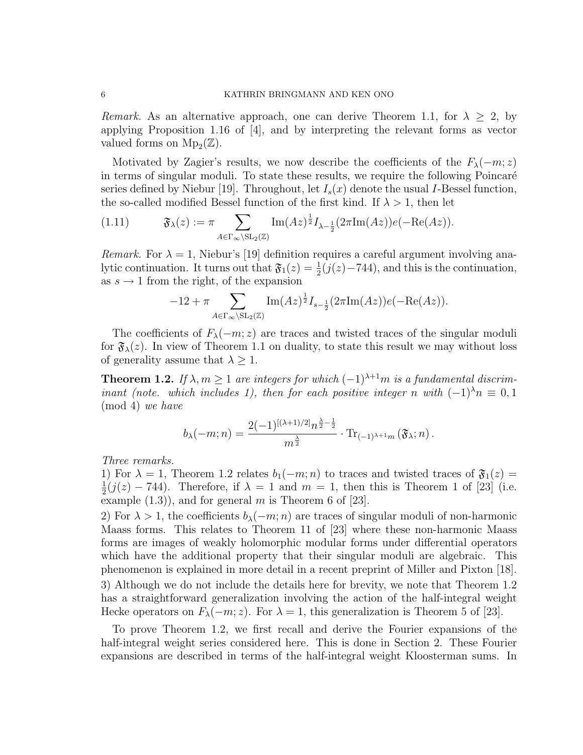*Remark.* As an alternative approach, one can derive Theorem 1.1, for $\lambda \geq 2$, by applying Proposition 1.16 of [4], and by interpreting the relevant forms as vector valued forms on $\mathrm{Mp}_2(\mathbb{Z})$.

Motivated by Zagier's results, we now describe the coefficients of the $F_\lambda(-m;z)$ in terms of singular moduli. To state these results, we require the following Poincaré series defined by Niebur [19]. Throughout, let $I_s(x)$ denote the usual $I$-Bessel function, the so-called modified Bessel function of the first kind. If $\lambda > 1$, then let

$$\mathfrak{F}_\lambda(z) := \pi \sum_{A \in \Gamma_\infty \backslash \mathrm{SL}_2(\mathbb{Z})} \mathrm{Im}(Az)^{\frac{1}{2}} I_{\lambda - \frac{1}{2}}(2\pi \mathrm{Im}(Az)) e(-\mathrm{Re}(Az)). \tag{1.11}$$

*Remark.* For $\lambda = 1$, Niebur's [19] definition requires a careful argument involving analytic continuation. It turns out that $\mathfrak{F}_1(z) = \frac{1}{2}(j(z) - 744)$, and this is the continuation, as $s \to 1$ from the right, of the expansion

$$-12 + \pi \sum_{A \in \Gamma_\infty \backslash \mathrm{SL}_2(\mathbb{Z})} \mathrm{Im}(Az)^{\frac{1}{2}} I_{s - \frac{1}{2}}(2\pi \mathrm{Im}(Az)) e(-\mathrm{Re}(Az)).$$

The coefficients of $F_\lambda(-m;z)$ are traces and twisted traces of the singular moduli for $\mathfrak{F}_\lambda(z)$. In view of Theorem 1.1 on duality, to state this result we may without loss of generality assume that $\lambda \geq 1$.

**Theorem 1.2.** *If $\lambda, m \geq 1$ are integers for which $(-1)^{\lambda+1}m$ is a fundamental discriminant (note. which includes 1), then for each positive integer $n$ with $(-1)^\lambda n \equiv 0, 1 \pmod 4$ we have*

$$b_\lambda(-m;n) = \frac{2(-1)^{[(\lambda+1)/2]} n^{\frac{\lambda}{2} - \frac{1}{2}}}{m^{\frac{\lambda}{2}}} \cdot \mathrm{Tr}_{(-1)^{\lambda+1}m}(\mathfrak{F}_\lambda; n).$$

*Three remarks.*
1) For $\lambda = 1$, Theorem 1.2 relates $b_1(-m;n)$ to traces and twisted traces of $\mathfrak{F}_1(z) = \frac{1}{2}(j(z) - 744)$. Therefore, if $\lambda = 1$ and $m = 1$, then this is Theorem 1 of [23] (i.e. example (1.3)), and for general $m$ is Theorem 6 of [23].
2) For $\lambda > 1$, the coefficients $b_\lambda(-m;n)$ are traces of singular moduli of non-harmonic Maass forms. This relates to Theorem 11 of [23] where these non-harmonic Maass forms are images of weakly holomorphic modular forms under differential operators which have the additional property that their singular moduli are algebraic. This phenomenon is explained in more detail in a recent preprint of Miller and Pixton [18].
3) Although we do not include the details here for brevity, we note that Theorem 1.2 has a straightforward generalization involving the action of the half-integral weight Hecke operators on $F_\lambda(-m;z)$. For $\lambda = 1$, this generalization is Theorem 5 of [23].

To prove Theorem 1.2, we first recall and derive the Fourier expansions of the half-integral weight series considered here. This is done in Section 2. These Fourier expansions are described in terms of the half-integral weight Kloosterman sums. In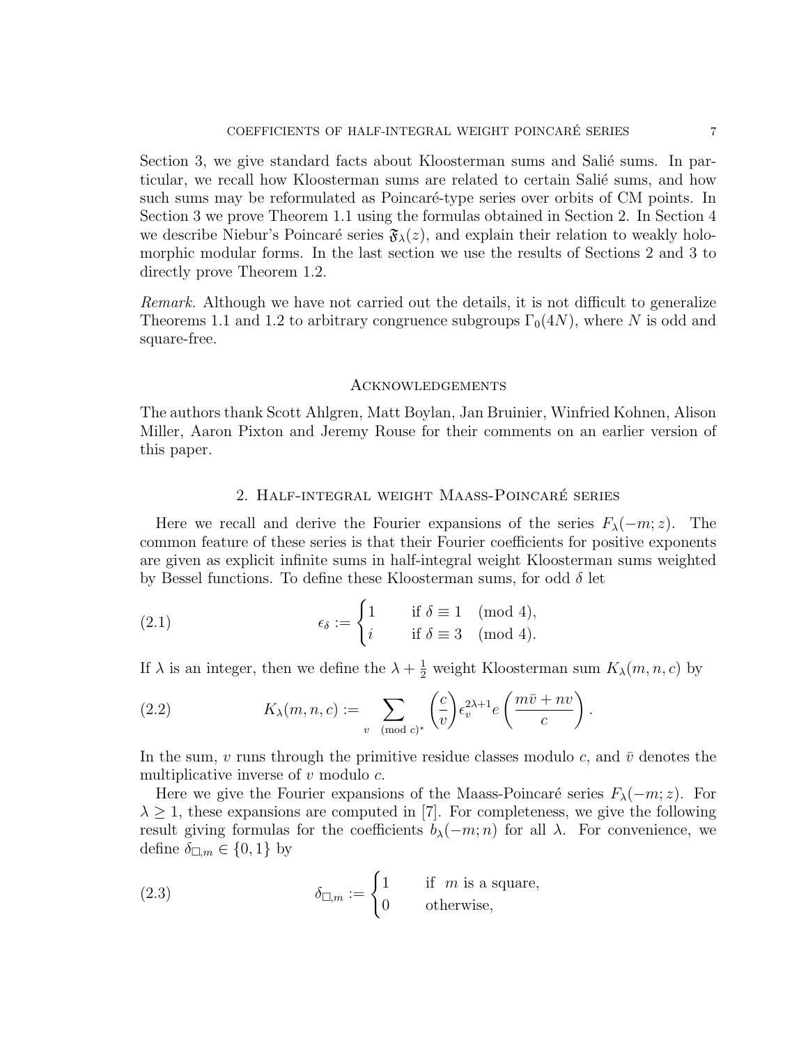Section 3, we give standard facts about Kloosterman sums and Salié sums. In particular, we recall how Kloosterman sums are related to certain Salié sums, and how such sums may be reformulated as Poincaré-type series over orbits of CM points. In Section 3 we prove Theorem 1.1 using the formulas obtained in Section 2. In Section 4 we describe Niebur's Poincaré series $\mathfrak{F}_\lambda(z)$, and explain their relation to weakly holomorphic modular forms. In the last section we use the results of Sections 2 and 3 to directly prove Theorem 1.2.

*Remark.* Although we have not carried out the details, it is not difficult to generalize Theorems 1.1 and 1.2 to arbitrary congruence subgroups $\Gamma_0(4N)$, where $N$ is odd and square-free.

## Acknowledgements

The authors thank Scott Ahlgren, Matt Boylan, Jan Bruinier, Winfried Kohnen, Alison Miller, Aaron Pixton and Jeremy Rouse for their comments on an earlier version of this paper.

## 2. Half-integral weight Maass-Poincaré series

Here we recall and derive the Fourier expansions of the series $F_\lambda(-m; z)$. The common feature of these series is that their Fourier coefficients for positive exponents are given as explicit infinite sums in half-integral weight Kloosterman sums weighted by Bessel functions. To define these Kloosterman sums, for odd $\delta$ let

$$\epsilon_\delta := \begin{cases} 1 & \text{if } \delta \equiv 1 \pmod{4}, \\ i & \text{if } \delta \equiv 3 \pmod{4}. \end{cases} \tag{2.1}$$

If $\lambda$ is an integer, then we define the $\lambda + \frac{1}{2}$ weight Kloosterman sum $K_\lambda(m, n, c)$ by

$$K_\lambda(m, n, c) := \sum_{v \pmod{c}^*} \left(\frac{c}{v}\right) \epsilon_v^{2\lambda+1} e\left(\frac{m\bar{v} + nv}{c}\right). \tag{2.2}$$

In the sum, $v$ runs through the primitive residue classes modulo $c$, and $\bar{v}$ denotes the multiplicative inverse of $v$ modulo $c$.

Here we give the Fourier expansions of the Maass-Poincaré series $F_\lambda(-m; z)$. For $\lambda \geq 1$, these expansions are computed in [7]. For completeness, we give the following result giving formulas for the coefficients $b_\lambda(-m; n)$ for all $\lambda$. For convenience, we define $\delta_{\square,m} \in \{0, 1\}$ by

$$\delta_{\square,m} := \begin{cases} 1 & \text{if } m \text{ is a square}, \\ 0 & \text{otherwise}, \end{cases} \tag{2.3}$$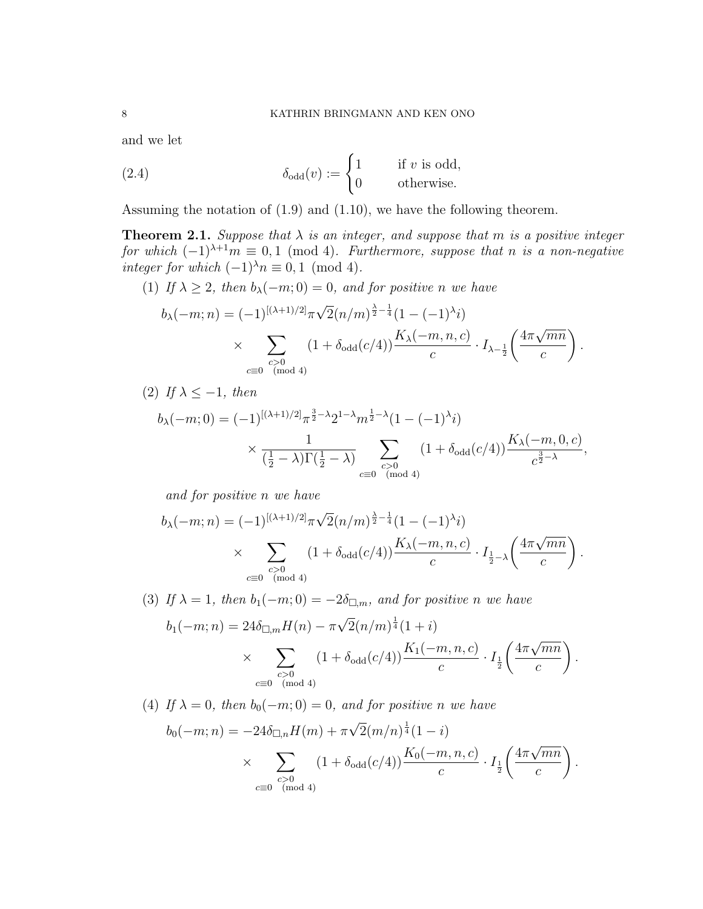and we let

$$\delta_{\text{odd}}(v) := \begin{cases} 1 & \text{if } v \text{ is odd,} \\ 0 & \text{otherwise.} \end{cases} \tag{2.4}$$

Assuming the notation of (1.9) and (1.10), we have the following theorem.

**Theorem 2.1.** *Suppose that $\lambda$ is an integer, and suppose that $m$ is a positive integer for which $(-1)^{\lambda+1}m \equiv 0, 1 \pmod 4$. Furthermore, suppose that $n$ is a non-negative integer for which $(-1)^{\lambda}n \equiv 0, 1 \pmod 4$.*

(1) *If $\lambda \geq 2$, then $b_\lambda(-m; 0) = 0$, and for positive $n$ we have*

$$b_\lambda(-m;n) = (-1)^{[(\lambda+1)/2]}\pi\sqrt{2}(n/m)^{\frac{\lambda}{2}-\frac{1}{4}}(1-(-1)^\lambda i) \times \sum_{\substack{c>0 \\ c\equiv 0 \pmod 4}} (1+\delta_{\text{odd}}(c/4))\frac{K_\lambda(-m,n,c)}{c} \cdot I_{\lambda-\frac{1}{2}}\left(\frac{4\pi\sqrt{mn}}{c}\right).$$

(2) *If $\lambda \leq -1$, then*

$$b_\lambda(-m;0) = (-1)^{[(\lambda+1)/2]}\pi^{\frac{3}{2}-\lambda}2^{1-\lambda}m^{\frac{1}{2}-\lambda}(1-(-1)^\lambda i) \times \frac{1}{(\frac{1}{2}-\lambda)\Gamma(\frac{1}{2}-\lambda)} \sum_{\substack{c>0 \\ c\equiv 0 \pmod 4}} (1+\delta_{\text{odd}}(c/4))\frac{K_\lambda(-m,0,c)}{c^{\frac{3}{2}-\lambda}},$$

*and for positive $n$ we have*

$$b_\lambda(-m;n) = (-1)^{[(\lambda+1)/2]}\pi\sqrt{2}(n/m)^{\frac{\lambda}{2}-\frac{1}{4}}(1-(-1)^\lambda i) \times \sum_{\substack{c>0 \\ c\equiv 0 \pmod 4}} (1+\delta_{\text{odd}}(c/4))\frac{K_\lambda(-m,n,c)}{c} \cdot I_{\frac{1}{2}-\lambda}\left(\frac{4\pi\sqrt{mn}}{c}\right).$$

(3) *If $\lambda = 1$, then $b_1(-m;0) = -2\delta_{\square,m}$, and for positive $n$ we have*

$$b_1(-m;n) = 24\delta_{\square,m}H(n) - \pi\sqrt{2}(n/m)^{\frac{1}{4}}(1+i) \times \sum_{\substack{c>0 \\ c\equiv 0 \pmod 4}} (1+\delta_{\text{odd}}(c/4))\frac{K_1(-m,n,c)}{c} \cdot I_{\frac{1}{2}}\left(\frac{4\pi\sqrt{mn}}{c}\right).$$

(4) *If $\lambda = 0$, then $b_0(-m;0) = 0$, and for positive $n$ we have*

$$b_0(-m;n) = -24\delta_{\square,n}H(m) + \pi\sqrt{2}(m/n)^{\frac{1}{4}}(1-i) \times \sum_{\substack{c>0 \\ c\equiv 0 \pmod 4}} (1+\delta_{\text{odd}}(c/4))\frac{K_0(-m,n,c)}{c} \cdot I_{\frac{1}{2}}\left(\frac{4\pi\sqrt{mn}}{c}\right).$$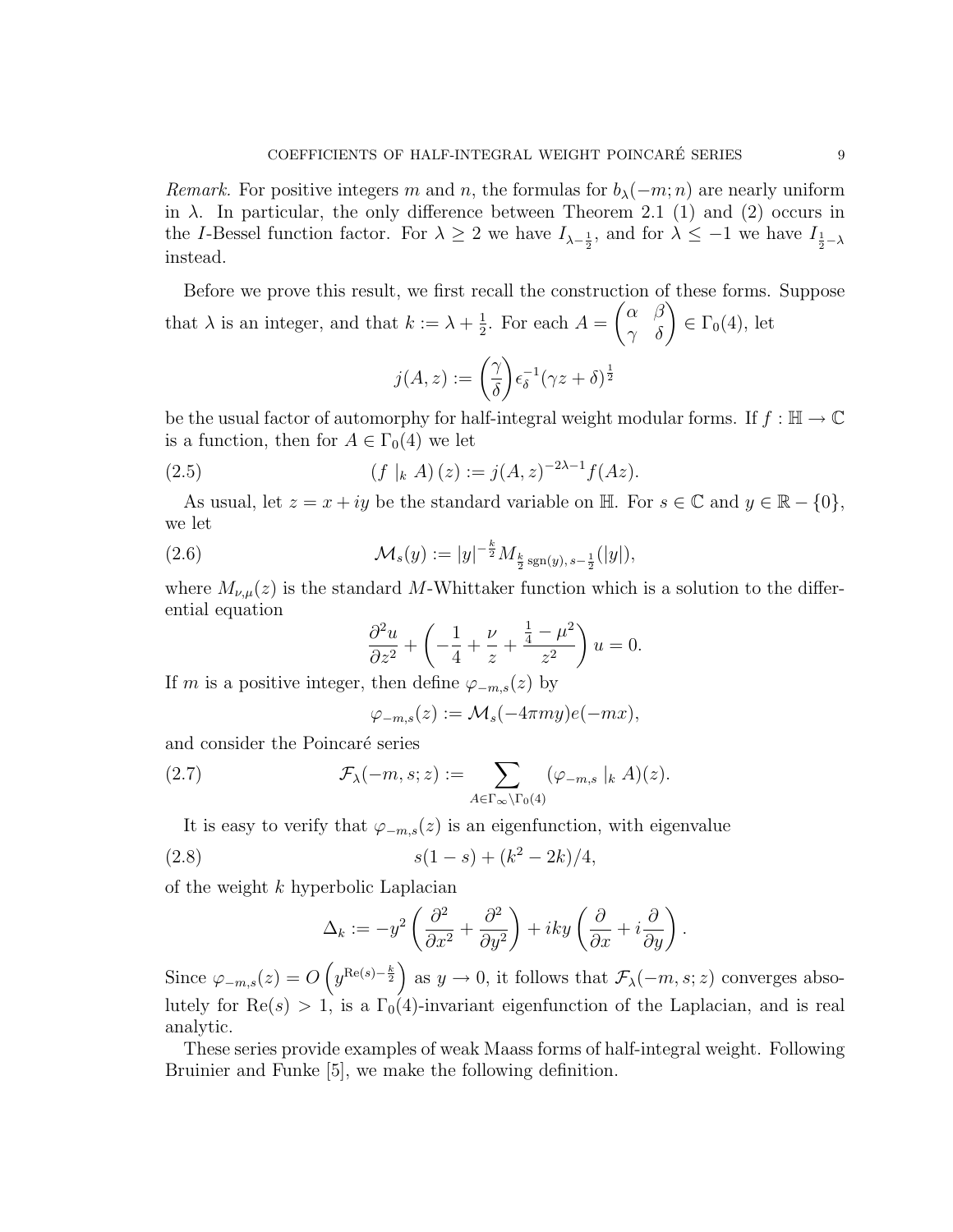*Remark.* For positive integers $m$ and $n$, the formulas for $b_\lambda(-m;n)$ are nearly uniform in $\lambda$. In particular, the only difference between Theorem 2.1 (1) and (2) occurs in the $I$-Bessel function factor. For $\lambda \geq 2$ we have $I_{\lambda-\frac{1}{2}}$, and for $\lambda \leq -1$ we have $I_{\frac{1}{2}-\lambda}$ instead.

Before we prove this result, we first recall the construction of these forms. Suppose that $\lambda$ is an integer, and that $k := \lambda + \frac{1}{2}$. For each $A = \begin{pmatrix} \alpha & \beta \\ \gamma & \delta \end{pmatrix} \in \Gamma_0(4)$, let

$$j(A,z) := \left(\frac{\gamma}{\delta}\right)\epsilon_\delta^{-1}(\gamma z + \delta)^{\frac{1}{2}}$$

be the usual factor of automorphy for half-integral weight modular forms. If $f : \mathbb{H} \to \mathbb{C}$ is a function, then for $A \in \Gamma_0(4)$ we let

$$(f \mid_k A)(z) := j(A,z)^{-2\lambda-1} f(Az). \tag{2.5}$$

As usual, let $z = x + iy$ be the standard variable on $\mathbb{H}$. For $s \in \mathbb{C}$ and $y \in \mathbb{R} - \{0\}$, we let

$$\mathcal{M}_s(y) := |y|^{-\frac{k}{2}} M_{\frac{k}{2}\operatorname{sgn}(y),\, s-\frac{1}{2}}(|y|), \tag{2.6}$$

where $M_{\nu,\mu}(z)$ is the standard $M$-Whittaker function which is a solution to the differential equation

$$\frac{\partial^2 u}{\partial z^2} + \left(-\frac{1}{4} + \frac{\nu}{z} + \frac{\frac{1}{4} - \mu^2}{z^2}\right) u = 0.$$

If $m$ is a positive integer, then define $\varphi_{-m,s}(z)$ by

$$\varphi_{-m,s}(z) := \mathcal{M}_s(-4\pi m y) e(-mx),$$

and consider the Poincaré series

$$\mathcal{F}_\lambda(-m,s;z) := \sum_{A \in \Gamma_\infty \backslash \Gamma_0(4)} (\varphi_{-m,s} \mid_k A)(z). \tag{2.7}$$

It is easy to verify that $\varphi_{-m,s}(z)$ is an eigenfunction, with eigenvalue

$$s(1-s) + (k^2 - 2k)/4, \tag{2.8}$$

of the weight $k$ hyperbolic Laplacian

$$\Delta_k := -y^2\left(\frac{\partial^2}{\partial x^2} + \frac{\partial^2}{\partial y^2}\right) + iky\left(\frac{\partial}{\partial x} + i\frac{\partial}{\partial y}\right).$$

Since $\varphi_{-m,s}(z) = O\left(y^{\mathrm{Re}(s)-\frac{k}{2}}\right)$ as $y \to 0$, it follows that $\mathcal{F}_\lambda(-m,s;z)$ converges absolutely for $\mathrm{Re}(s) > 1$, is a $\Gamma_0(4)$-invariant eigenfunction of the Laplacian, and is real analytic.

These series provide examples of weak Maass forms of half-integral weight. Following Bruinier and Funke [5], we make the following definition.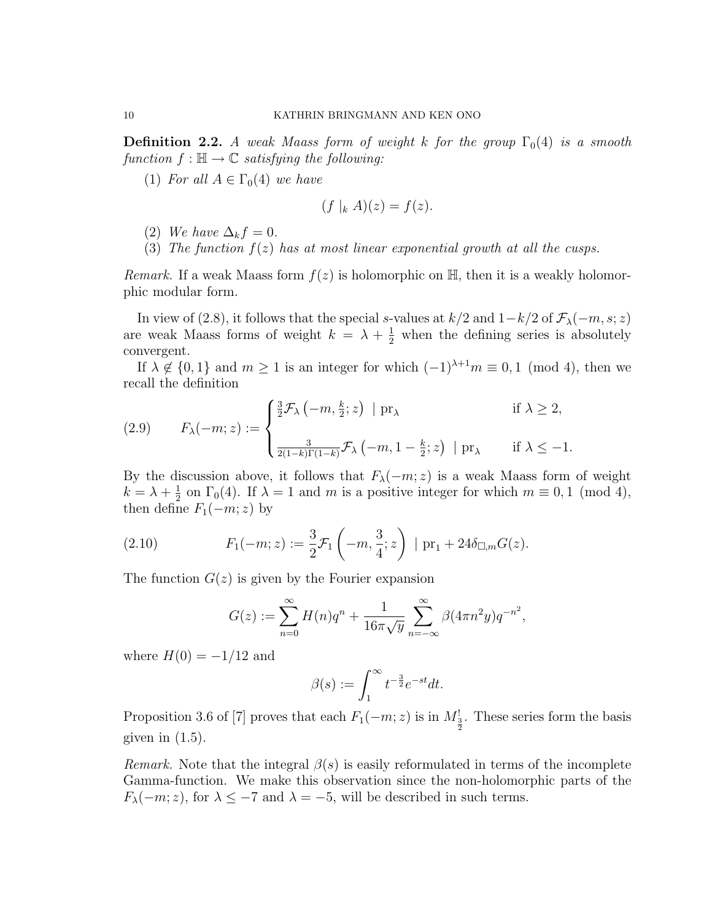**Definition 2.2.** *A weak Maass form of weight $k$ for the group $\Gamma_0(4)$ is a smooth function $f : \mathbb{H} \to \mathbb{C}$ satisfying the following:*

1. *For all $A \in \Gamma_0(4)$ we have*
$$(f \mid_k A)(z) = f(z).$$
2. *We have $\Delta_k f = 0$.*
3. *The function $f(z)$ has at most linear exponential growth at all the cusps.*

*Remark.* If a weak Maass form $f(z)$ is holomorphic on $\mathbb{H}$, then it is a weakly holomorphic modular form.

In view of (2.8), it follows that the special $s$-values at $k/2$ and $1-k/2$ of $\mathcal{F}_\lambda(-m, s; z)$ are weak Maass forms of weight $k = \lambda + \frac{1}{2}$ when the defining series is absolutely convergent.

If $\lambda \notin \{0, 1\}$ and $m \geq 1$ is an integer for which $(-1)^{\lambda+1}m \equiv 0, 1 \pmod 4$, then we recall the definition

$$F_\lambda(-m; z) := \begin{cases} \frac{3}{2}\mathcal{F}_\lambda\left(-m, \frac{k}{2}; z\right) \mid \mathrm{pr}_\lambda & \text{if } \lambda \geq 2, \\ \\ \frac{3}{2(1-k)\Gamma(1-k)}\mathcal{F}_\lambda\left(-m, 1-\frac{k}{2}; z\right) \mid \mathrm{pr}_\lambda & \text{if } \lambda \leq -1. \end{cases} \tag{2.9}$$

By the discussion above, it follows that $F_\lambda(-m; z)$ is a weak Maass form of weight $k = \lambda + \frac{1}{2}$ on $\Gamma_0(4)$. If $\lambda = 1$ and $m$ is a positive integer for which $m \equiv 0, 1 \pmod 4$, then define $F_1(-m; z)$ by

$$F_1(-m; z) := \frac{3}{2}\mathcal{F}_1\left(-m, \frac{3}{4}; z\right) \mid \mathrm{pr}_1 + 24\delta_{\square,m}G(z). \tag{2.10}$$

The function $G(z)$ is given by the Fourier expansion

$$G(z) := \sum_{n=0}^{\infty} H(n)q^n + \frac{1}{16\pi\sqrt{y}}\sum_{n=-\infty}^{\infty} \beta(4\pi n^2 y)q^{-n^2},$$

where $H(0) = -1/12$ and

$$\beta(s) := \int_1^\infty t^{-\frac{3}{2}}e^{-st}dt.$$

Proposition 3.6 of [7] proves that each $F_1(-m; z)$ is in $M^!_{\frac{3}{2}}$. These series form the basis given in (1.5).

*Remark.* Note that the integral $\beta(s)$ is easily reformulated in terms of the incomplete Gamma-function. We make this observation since the non-holomorphic parts of the $F_\lambda(-m; z)$, for $\lambda \leq -7$ and $\lambda = -5$, will be described in such terms.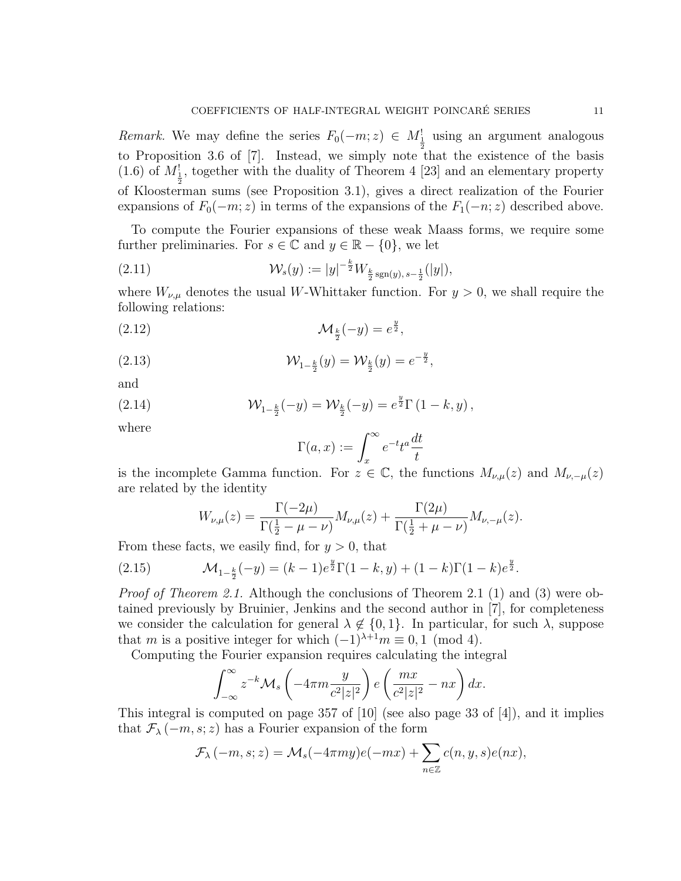*Remark.* We may define the series $F_0(-m;z) \in M^!_{\frac{1}{2}}$ using an argument analogous to Proposition 3.6 of [7]. Instead, we simply note that the existence of the basis (1.6) of $M^!_{\frac{1}{2}}$, together with the duality of Theorem 4 [23] and an elementary property of Kloosterman sums (see Proposition 3.1), gives a direct realization of the Fourier expansions of $F_0(-m;z)$ in terms of the expansions of the $F_1(-n;z)$ described above.

To compute the Fourier expansions of these weak Maass forms, we require some further preliminaries. For $s \in \mathbb{C}$ and $y \in \mathbb{R} - \{0\}$, we let

$$\mathcal{W}_s(y) := |y|^{-\frac{k}{2}} W_{\frac{k}{2}\operatorname{sgn}(y),\, s-\frac{1}{2}}(|y|), \tag{2.11}$$

where $W_{\nu,\mu}$ denotes the usual $W$-Whittaker function. For $y > 0$, we shall require the following relations:

$$\mathcal{M}_{\frac{k}{2}}(-y) = e^{\frac{y}{2}}, \tag{2.12}$$

$$\mathcal{W}_{1-\frac{k}{2}}(y) = \mathcal{W}_{\frac{k}{2}}(y) = e^{-\frac{y}{2}}, \tag{2.13}$$

and

$$\mathcal{W}_{1-\frac{k}{2}}(-y) = \mathcal{W}_{\frac{k}{2}}(-y) = e^{\frac{y}{2}}\Gamma\left(1-k, y\right), \tag{2.14}$$

where

$$\Gamma(a,x) := \int_x^\infty e^{-t} t^a \frac{dt}{t}$$

is the incomplete Gamma function. For $z \in \mathbb{C}$, the functions $M_{\nu,\mu}(z)$ and $M_{\nu,-\mu}(z)$ are related by the identity

$$W_{\nu,\mu}(z) = \frac{\Gamma(-2\mu)}{\Gamma(\frac{1}{2}-\mu-\nu)} M_{\nu,\mu}(z) + \frac{\Gamma(2\mu)}{\Gamma(\frac{1}{2}+\mu-\nu)} M_{\nu,-\mu}(z).$$

From these facts, we easily find, for $y > 0$, that

$$\mathcal{M}_{1-\frac{k}{2}}(-y) = (k-1)e^{\frac{y}{2}}\Gamma(1-k,y) + (1-k)\Gamma(1-k)e^{\frac{y}{2}}. \tag{2.15}$$

*Proof of Theorem 2.1.* Although the conclusions of Theorem 2.1 (1) and (3) were obtained previously by Bruinier, Jenkins and the second author in [7], for completeness we consider the calculation for general $\lambda \notin \{0, 1\}$. In particular, for such $\lambda$, suppose that $m$ is a positive integer for which $(-1)^{\lambda+1}m \equiv 0, 1 \pmod 4$.

Computing the Fourier expansion requires calculating the integral

$$\int_{-\infty}^{\infty} z^{-k} \mathcal{M}_s\left(-4\pi m \frac{y}{c^2|z|^2}\right) e\left(\frac{mx}{c^2|z|^2} - nx\right) dx.$$

This integral is computed on page 357 of [10] (see also page 33 of [4]), and it implies that $\mathcal{F}_\lambda\left(-m, s; z\right)$ has a Fourier expansion of the form

$$\mathcal{F}_\lambda\left(-m, s; z\right) = \mathcal{M}_s(-4\pi m y)e(-mx) + \sum_{n\in\mathbb{Z}} c(n, y, s)e(nx),$$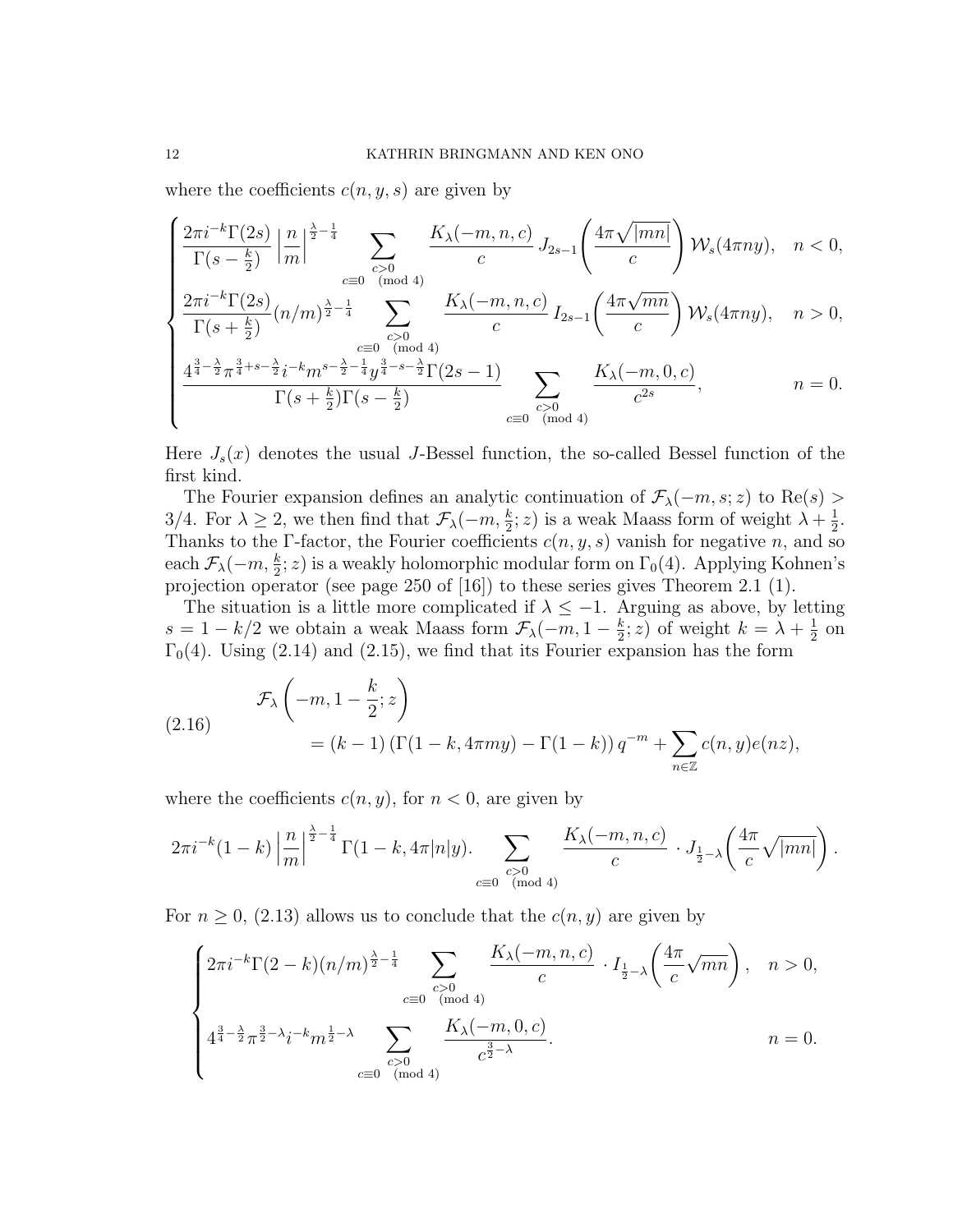where the coefficients $c(n, y, s)$ are given by

$$
\begin{cases}
\dfrac{2\pi i^{-k}\Gamma(2s)}{\Gamma(s-\frac{k}{2})}\left|\dfrac{n}{m}\right|^{\frac{\lambda}{2}-\frac{1}{4}} \displaystyle\sum_{\substack{c>0 \\ c\equiv 0 \pmod 4}} \dfrac{K_\lambda(-m,n,c)}{c}\, J_{2s-1}\!\left(\dfrac{4\pi\sqrt{|mn|}}{c}\right)\mathcal{W}_s(4\pi n y), & n<0,\\[2ex]
\dfrac{2\pi i^{-k}\Gamma(2s)}{\Gamma(s+\frac{k}{2})}(n/m)^{\frac{\lambda}{2}-\frac{1}{4}} \displaystyle\sum_{\substack{c>0 \\ c\equiv 0 \pmod 4}} \dfrac{K_\lambda(-m,n,c)}{c}\, I_{2s-1}\!\left(\dfrac{4\pi\sqrt{mn}}{c}\right)\mathcal{W}_s(4\pi n y), & n>0,\\[2ex]
\dfrac{4^{\frac{3}{4}-\frac{\lambda}{2}}\pi^{\frac{3}{4}+s-\frac{\lambda}{2}}i^{-k}m^{s-\frac{\lambda}{2}-\frac{1}{4}}y^{\frac{3}{4}-s-\frac{\lambda}{2}}\Gamma(2s-1)}{\Gamma(s+\frac{k}{2})\Gamma(s-\frac{k}{2})} \displaystyle\sum_{\substack{c>0 \\ c\equiv 0 \pmod 4}} \dfrac{K_\lambda(-m,0,c)}{c^{2s}}, & n=0.
\end{cases}
$$

Here $J_s(x)$ denotes the usual $J$-Bessel function, the so-called Bessel function of the first kind.

The Fourier expansion defines an analytic continuation of $\mathcal{F}_\lambda(-m, s; z)$ to $\mathrm{Re}(s) > 3/4$. For $\lambda \geq 2$, we then find that $\mathcal{F}_\lambda(-m, \frac{k}{2}; z)$ is a weak Maass form of weight $\lambda + \frac{1}{2}$. Thanks to the $\Gamma$-factor, the Fourier coefficients $c(n, y, s)$ vanish for negative $n$, and so each $\mathcal{F}_\lambda(-m, \frac{k}{2}; z)$ is a weakly holomorphic modular form on $\Gamma_0(4)$. Applying Kohnen's projection operator (see page 250 of [16]) to these series gives Theorem 2.1 (1).

The situation is a little more complicated if $\lambda \leq -1$. Arguing as above, by letting $s = 1 - k/2$ we obtain a weak Maass form $\mathcal{F}_\lambda(-m, 1 - \frac{k}{2}; z)$ of weight $k = \lambda + \frac{1}{2}$ on $\Gamma_0(4)$. Using (2.14) and (2.15), we find that its Fourier expansion has the form

$$
\begin{aligned}
(2.16)\qquad &\mathcal{F}_\lambda\left(-m, 1-\frac{k}{2}; z\right)\\
&\qquad = (k-1)\left(\Gamma(1-k, 4\pi m y) - \Gamma(1-k)\right) q^{-m} + \sum_{n\in\mathbb{Z}} c(n,y) e(nz),
\end{aligned}
$$

where the coefficients $c(n, y)$, for $n < 0$, are given by

$$
2\pi i^{-k}(1-k)\left|\frac{n}{m}\right|^{\frac{\lambda}{2}-\frac{1}{4}}\Gamma(1-k, 4\pi|n|y). \sum_{\substack{c>0 \\ c\equiv 0 \pmod 4}} \frac{K_\lambda(-m,n,c)}{c} \cdot J_{\frac{1}{2}-\lambda}\!\left(\frac{4\pi}{c}\sqrt{|mn|}\right).
$$

For $n \geq 0$, (2.13) allows us to conclude that the $c(n, y)$ are given by

$$
\begin{cases}
2\pi i^{-k}\Gamma(2-k)(n/m)^{\frac{\lambda}{2}-\frac{1}{4}} \displaystyle\sum_{\substack{c>0 \\ c\equiv 0 \pmod 4}} \dfrac{K_\lambda(-m,n,c)}{c} \cdot I_{\frac{1}{2}-\lambda}\!\left(\dfrac{4\pi}{c}\sqrt{mn}\right), & n>0,\\[2ex]
4^{\frac{3}{4}-\frac{\lambda}{2}}\pi^{\frac{3}{2}-\lambda}i^{-k}m^{\frac{1}{2}-\lambda} \displaystyle\sum_{\substack{c>0 \\ c\equiv 0 \pmod 4}} \dfrac{K_\lambda(-m,0,c)}{c^{\frac{3}{2}-\lambda}}. & n=0.
\end{cases}
$$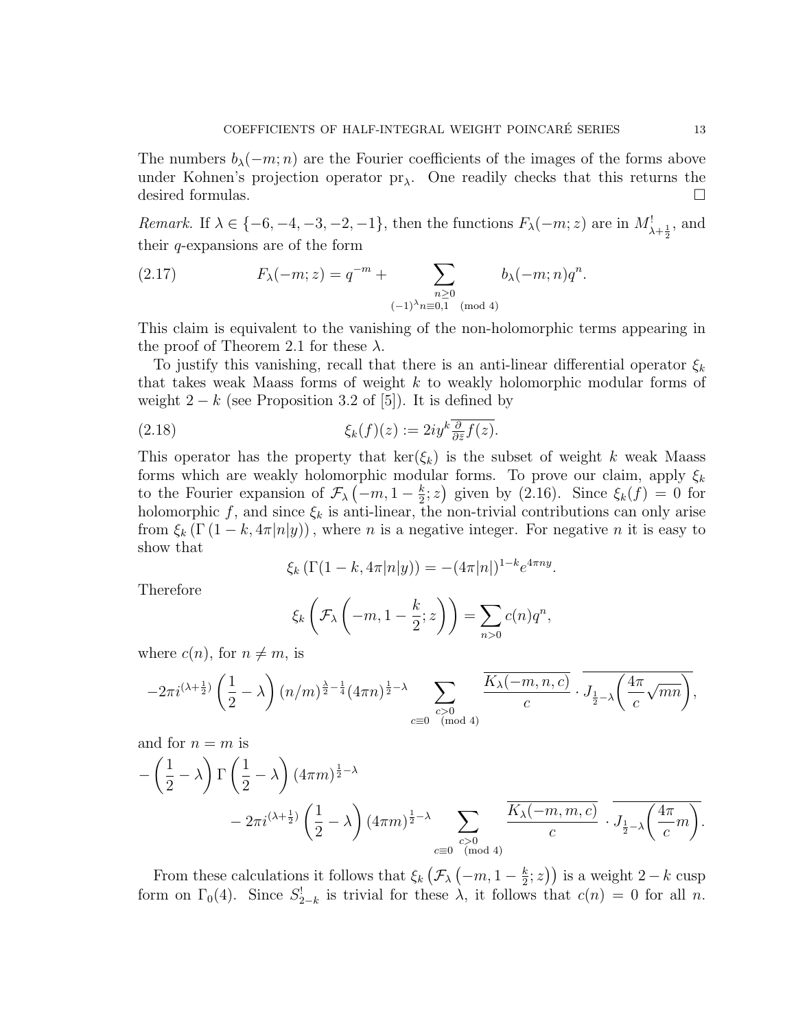The numbers $b_\lambda(-m;n)$ are the Fourier coefficients of the images of the forms above under Kohnen's projection operator $\mathrm{pr}_\lambda$. One readily checks that this returns the desired formulas. $\square$

*Remark.* If $\lambda \in \{-6,-4,-3,-2,-1\}$, then the functions $F_\lambda(-m;z)$ are in $M^!_{\lambda+\frac{1}{2}}$, and their $q$-expansions are of the form

$$F_\lambda(-m;z) = q^{-m} + \sum_{\substack{n\geq 0\\ (-1)^\lambda n\equiv 0,1 \pmod 4}} b_\lambda(-m;n)q^n. \tag{2.17}$$

This claim is equivalent to the vanishing of the non-holomorphic terms appearing in the proof of Theorem 2.1 for these $\lambda$.

To justify this vanishing, recall that there is an anti-linear differential operator $\xi_k$ that takes weak Maass forms of weight $k$ to weakly holomorphic modular forms of weight $2-k$ (see Proposition 3.2 of [5]). It is defined by

$$\xi_k(f)(z) := 2iy^k \overline{\tfrac{\partial}{\partial \bar{z}} f(z)}. \tag{2.18}$$

This operator has the property that $\ker(\xi_k)$ is the subset of weight $k$ weak Maass forms which are weakly holomorphic modular forms. To prove our claim, apply $\xi_k$ to the Fourier expansion of $\mathcal{F}_\lambda\left(-m, 1-\frac{k}{2}; z\right)$ given by (2.16). Since $\xi_k(f) = 0$ for holomorphic $f$, and since $\xi_k$ is anti-linear, the non-trivial contributions can only arise from $\xi_k\left(\Gamma\left(1-k, 4\pi|n|y\right)\right)$, where $n$ is a negative integer. For negative $n$ it is easy to show that

$$\xi_k\left(\Gamma(1-k, 4\pi|n|y)\right) = -(4\pi|n|)^{1-k}e^{4\pi n y}.$$

Therefore

$$\xi_k\left(\mathcal{F}_\lambda\left(-m, 1-\frac{k}{2}; z\right)\right) = \sum_{n>0} c(n)q^n,$$

where $c(n)$, for $n \neq m$, is

$$-2\pi i^{(\lambda+\frac{1}{2})}\left(\frac{1}{2}-\lambda\right)(n/m)^{\frac{\lambda}{2}-\frac{1}{4}}(4\pi n)^{\frac{1}{2}-\lambda} \sum_{\substack{c>0\\ c\equiv 0 \pmod 4}} \frac{\overline{K_\lambda(-m,n,c)}}{c} \cdot \overline{J_{\frac{1}{2}-\lambda}\left(\frac{4\pi}{c}\sqrt{mn}\right)},$$

and for $n = m$ is

$$-\left(\frac{1}{2}-\lambda\right)\Gamma\left(\frac{1}{2}-\lambda\right)(4\pi m)^{\frac{1}{2}-\lambda} - 2\pi i^{(\lambda+\frac{1}{2})}\left(\frac{1}{2}-\lambda\right)(4\pi m)^{\frac{1}{2}-\lambda} \sum_{\substack{c>0\\ c\equiv 0 \pmod 4}} \frac{\overline{K_\lambda(-m,m,c)}}{c} \cdot \overline{J_{\frac{1}{2}-\lambda}\left(\frac{4\pi}{c}m\right)}.$$

From these calculations it follows that $\xi_k\left(\mathcal{F}_\lambda\left(-m, 1-\frac{k}{2}; z\right)\right)$ is a weight $2-k$ cusp form on $\Gamma_0(4)$. Since $S^!_{2-k}$ is trivial for these $\lambda$, it follows that $c(n) = 0$ for all $n$.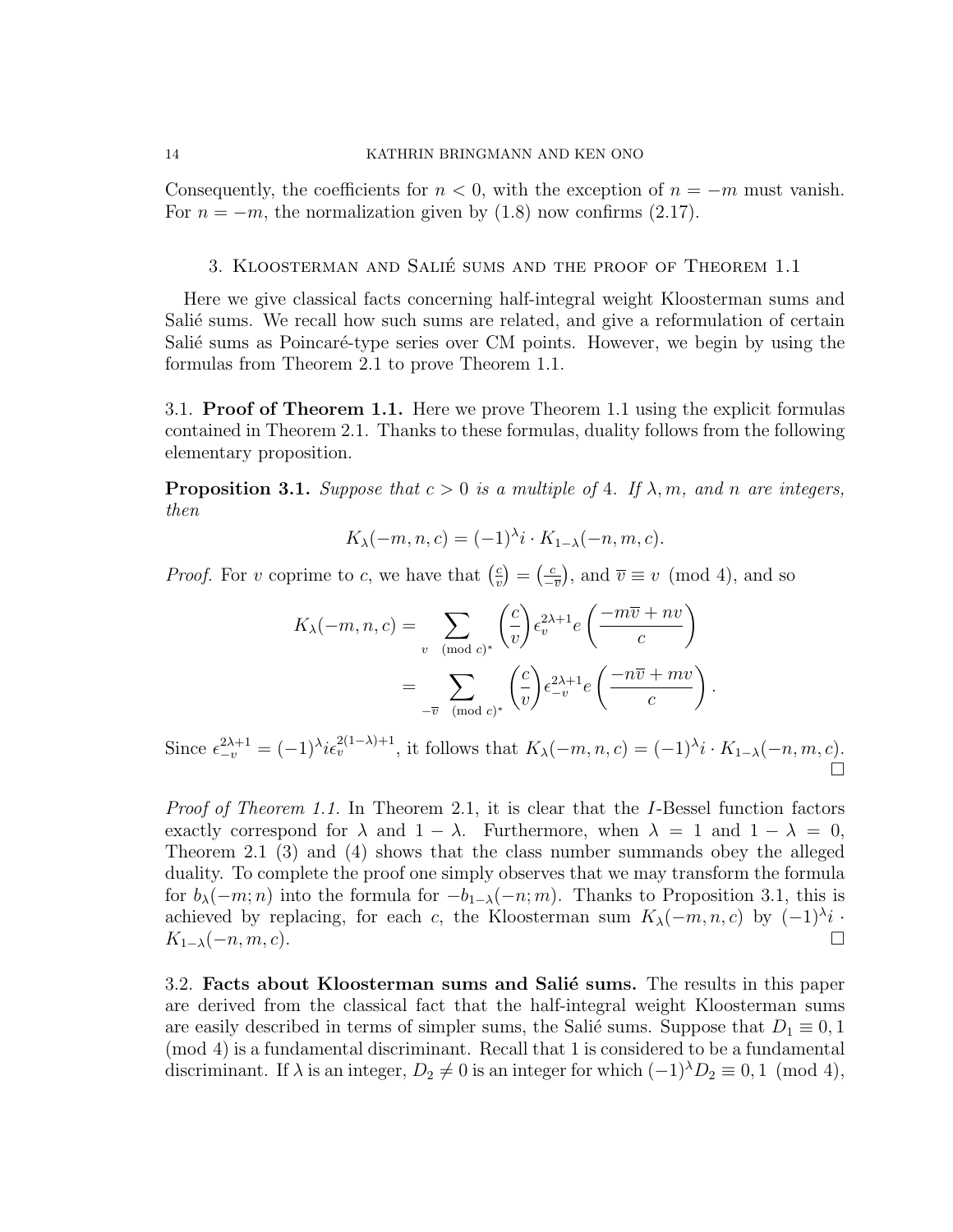Consequently, the coefficients for $n < 0$, with the exception of $n = -m$ must vanish. For $n = -m$, the normalization given by (1.8) now confirms (2.17).

## 3. Kloosterman and Salié sums and the proof of Theorem 1.1

Here we give classical facts concerning half-integral weight Kloosterman sums and Salié sums. We recall how such sums are related, and give a reformulation of certain Salié sums as Poincaré-type series over CM points. However, we begin by using the formulas from Theorem 2.1 to prove Theorem 1.1.

**3.1. Proof of Theorem 1.1.** Here we prove Theorem 1.1 using the explicit formulas contained in Theorem 2.1. Thanks to these formulas, duality follows from the following elementary proposition.

**Proposition 3.1.** *Suppose that $c > 0$ is a multiple of 4. If $\lambda, m,$ and $n$ are integers, then*

$$K_\lambda(-m, n, c) = (-1)^\lambda i \cdot K_{1-\lambda}(-n, m, c).$$

*Proof.* For $v$ coprime to $c$, we have that $\left(\frac{c}{v}\right) = \left(\frac{c}{-\overline{v}}\right)$, and $\overline{v} \equiv v \pmod 4$, and so

$$\begin{aligned}
K_\lambda(-m, n, c) &= \sum_{v \pmod{c}^*} \left(\frac{c}{v}\right) \epsilon_v^{2\lambda+1} e\left(\frac{-m\overline{v} + nv}{c}\right) \\
&= \sum_{-\overline{v} \pmod{c}^*} \left(\frac{c}{v}\right) \epsilon_{-v}^{2\lambda+1} e\left(\frac{-n\overline{v} + mv}{c}\right).
\end{aligned}$$

Since $\epsilon_{-v}^{2\lambda+1} = (-1)^\lambda i \epsilon_v^{2(1-\lambda)+1}$, it follows that $K_\lambda(-m, n, c) = (-1)^\lambda i \cdot K_{1-\lambda}(-n, m, c)$. ∎

*Proof of Theorem 1.1.* In Theorem 2.1, it is clear that the $I$-Bessel function factors exactly correspond for $\lambda$ and $1 - \lambda$. Furthermore, when $\lambda = 1$ and $1 - \lambda = 0$, Theorem 2.1 (3) and (4) shows that the class number summands obey the alleged duality. To complete the proof one simply observes that we may transform the formula for $b_\lambda(-m; n)$ into the formula for $-b_{1-\lambda}(-n; m)$. Thanks to Proposition 3.1, this is achieved by replacing, for each $c$, the Kloosterman sum $K_\lambda(-m, n, c)$ by $(-1)^\lambda i \cdot K_{1-\lambda}(-n, m, c)$. ∎

**3.2. Facts about Kloosterman sums and Salié sums.** The results in this paper are derived from the classical fact that the half-integral weight Kloosterman sums are easily described in terms of simpler sums, the Salié sums. Suppose that $D_1 \equiv 0, 1 \pmod 4$ is a fundamental discriminant. Recall that 1 is considered to be a fundamental discriminant. If $\lambda$ is an integer, $D_2 \neq 0$ is an integer for which $(-1)^\lambda D_2 \equiv 0, 1 \pmod 4$,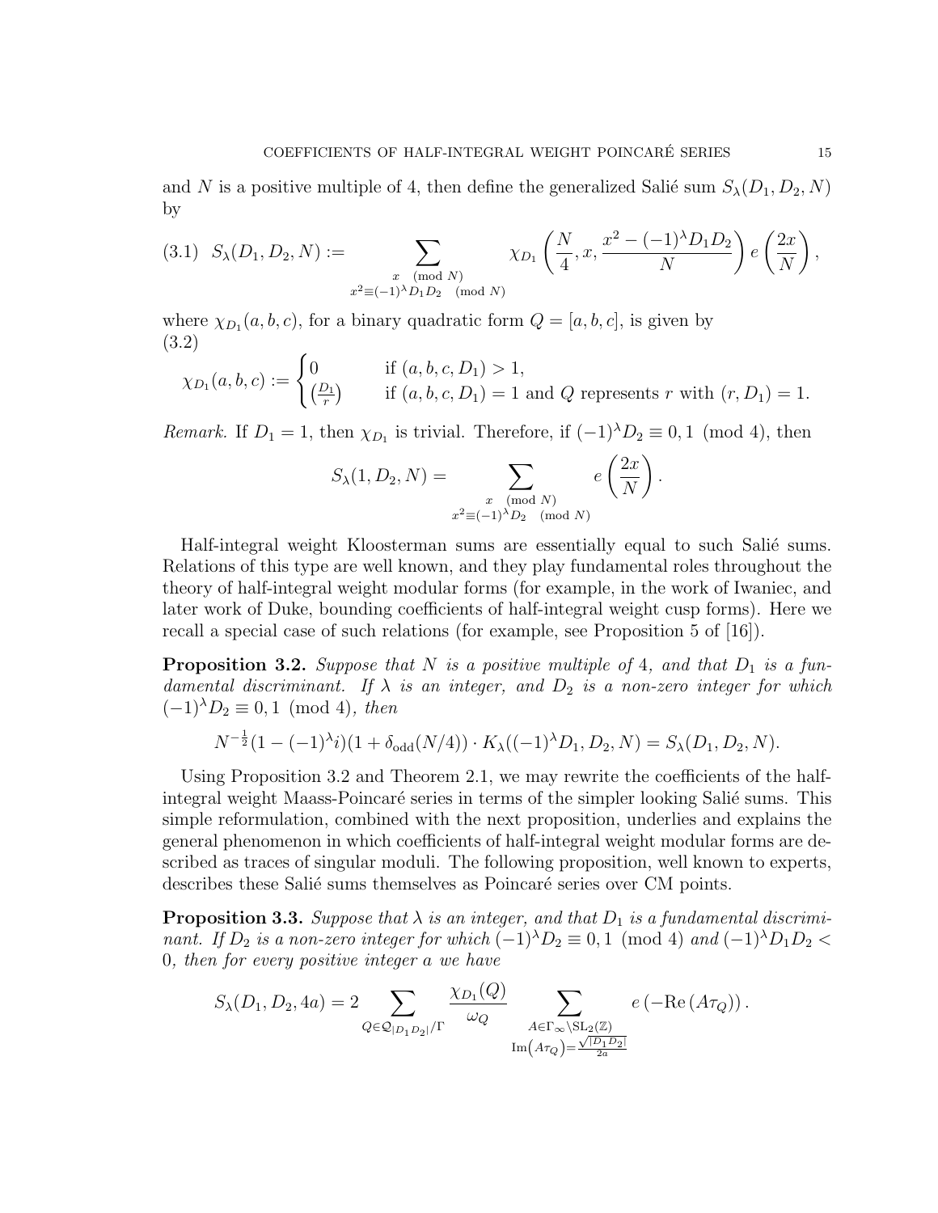and $N$ is a positive multiple of 4, then define the generalized Salié sum $S_\lambda(D_1, D_2, N)$ by

$$(3.1)\quad S_\lambda(D_1, D_2, N) := \sum_{\substack{x \pmod N \\ x^2 \equiv (-1)^\lambda D_1 D_2 \pmod N}} \chi_{D_1}\left(\frac{N}{4}, x, \frac{x^2 - (-1)^\lambda D_1 D_2}{N}\right) e\left(\frac{2x}{N}\right),$$

where $\chi_{D_1}(a, b, c)$, for a binary quadratic form $Q = [a, b, c]$, is given by

(3.2)

$$\chi_{D_1}(a, b, c) := \begin{cases} 0 & \text{if } (a, b, c, D_1) > 1, \\ \left(\frac{D_1}{r}\right) & \text{if } (a, b, c, D_1) = 1 \text{ and } Q \text{ represents } r \text{ with } (r, D_1) = 1. \end{cases}$$

*Remark.* If $D_1 = 1$, then $\chi_{D_1}$ is trivial. Therefore, if $(-1)^\lambda D_2 \equiv 0, 1 \pmod 4$, then

$$S_\lambda(1, D_2, N) = \sum_{\substack{x \pmod N \\ x^2 \equiv (-1)^\lambda D_2 \pmod N}} e\left(\frac{2x}{N}\right).$$

Half-integral weight Kloosterman sums are essentially equal to such Salié sums. Relations of this type are well known, and they play fundamental roles throughout the theory of half-integral weight modular forms (for example, in the work of Iwaniec, and later work of Duke, bounding coefficients of half-integral weight cusp forms). Here we recall a special case of such relations (for example, see Proposition 5 of [16]).

**Proposition 3.2.** *Suppose that $N$ is a positive multiple of 4, and that $D_1$ is a fundamental discriminant. If $\lambda$ is an integer, and $D_2$ is a non-zero integer for which $(-1)^\lambda D_2 \equiv 0, 1 \pmod 4$, then*

$$N^{-\frac{1}{2}}(1 - (-1)^\lambda i)(1 + \delta_{\text{odd}}(N/4)) \cdot K_\lambda((-1)^\lambda D_1, D_2, N) = S_\lambda(D_1, D_2, N).$$

Using Proposition 3.2 and Theorem 2.1, we may rewrite the coefficients of the half-integral weight Maass-Poincaré series in terms of the simpler looking Salié sums. This simple reformulation, combined with the next proposition, underlies and explains the general phenomenon in which coefficients of half-integral weight modular forms are described as traces of singular moduli. The following proposition, well known to experts, describes these Salié sums themselves as Poincaré series over CM points.

**Proposition 3.3.** *Suppose that $\lambda$ is an integer, and that $D_1$ is a fundamental discriminant. If $D_2$ is a non-zero integer for which $(-1)^\lambda D_2 \equiv 0, 1 \pmod 4$ and $(-1)^\lambda D_1 D_2 < 0$, then for every positive integer $a$ we have*

$$S_\lambda(D_1, D_2, 4a) = 2 \sum_{Q \in \mathcal{Q}_{|D_1 D_2|}/\Gamma} \frac{\chi_{D_1}(Q)}{\omega_Q} \sum_{\substack{A \in \Gamma_\infty \backslash \mathrm{SL}_2(\mathbb{Z}) \\ \mathrm{Im}\left(A\tau_Q\right) = \frac{\sqrt{|D_1 D_2|}}{2a}}} e\left(-\mathrm{Re}\left(A\tau_Q\right)\right).$$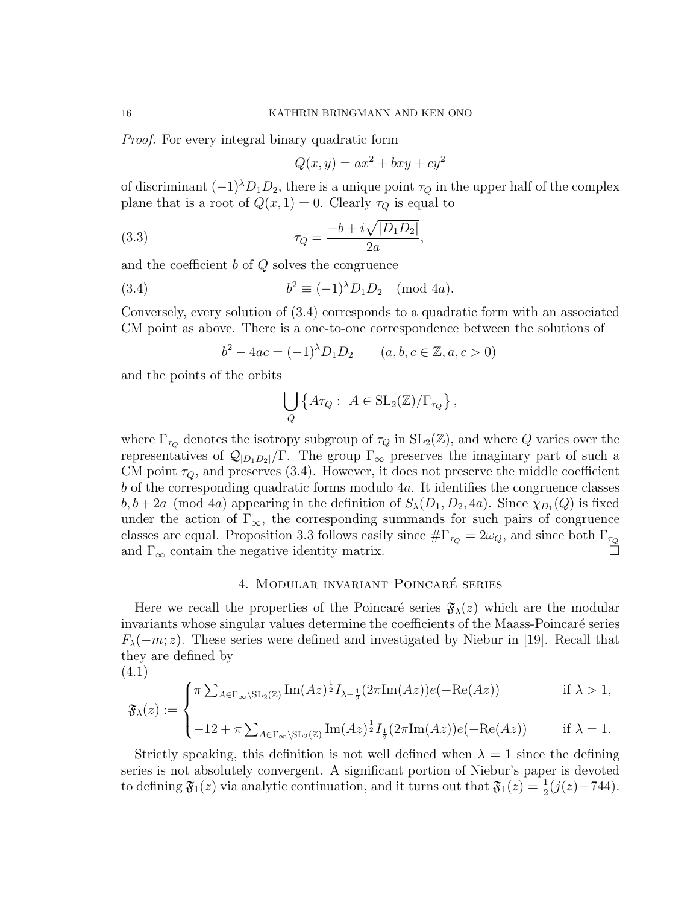*Proof.* For every integral binary quadratic form

$$Q(x,y) = ax^2 + bxy + cy^2$$

of discriminant $(-1)^\lambda D_1 D_2$, there is a unique point $\tau_Q$ in the upper half of the complex plane that is a root of $Q(x,1) = 0$. Clearly $\tau_Q$ is equal to

$$\tau_Q = \frac{-b + i\sqrt{|D_1 D_2|}}{2a}, \tag{3.3}$$

and the coefficient $b$ of $Q$ solves the congruence

$$b^2 \equiv (-1)^\lambda D_1 D_2 \pmod{4a}. \tag{3.4}$$

Conversely, every solution of (3.4) corresponds to a quadratic form with an associated CM point as above. There is a one-to-one correspondence between the solutions of

$$b^2 - 4ac = (-1)^\lambda D_1 D_2 \qquad (a, b, c \in \mathbb{Z}, a, c > 0)$$

and the points of the orbits

$$\bigcup_Q \left\{ A\tau_Q : \ A \in \mathrm{SL}_2(\mathbb{Z})/\Gamma_{\tau_Q} \right\},$$

where $\Gamma_{\tau_Q}$ denotes the isotropy subgroup of $\tau_Q$ in $\mathrm{SL}_2(\mathbb{Z})$, and where $Q$ varies over the representatives of $\mathcal{Q}_{|D_1 D_2|}/\Gamma$. The group $\Gamma_\infty$ preserves the imaginary part of such a CM point $\tau_Q$, and preserves (3.4). However, it does not preserve the middle coefficient $b$ of the corresponding quadratic forms modulo $4a$. It identifies the congruence classes $b, b+2a \pmod{4a}$ appearing in the definition of $S_\lambda(D_1, D_2, 4a)$. Since $\chi_{D_1}(Q)$ is fixed under the action of $\Gamma_\infty$, the corresponding summands for such pairs of congruence classes are equal. Proposition 3.3 follows easily since $\#\Gamma_{\tau_Q} = 2\omega_Q$, and since both $\Gamma_{\tau_Q}$ and $\Gamma_\infty$ contain the negative identity matrix. $\square$

## 4. Modular invariant Poincaré series

Here we recall the properties of the Poincaré series $\mathfrak{F}_\lambda(z)$ which are the modular invariants whose singular values determine the coefficients of the Maass-Poincaré series $F_\lambda(-m; z)$. These series were defined and investigated by Niebur in [19]. Recall that they are defined by

$$\mathfrak{F}_\lambda(z) := \begin{cases} \pi \sum_{A \in \Gamma_\infty \backslash \mathrm{SL}_2(\mathbb{Z})} \mathrm{Im}(Az)^{\frac{1}{2}} I_{\lambda - \frac{1}{2}}(2\pi \mathrm{Im}(Az)) e(-\mathrm{Re}(Az)) & \text{if } \lambda > 1, \\ \\ -12 + \pi \sum_{A \in \Gamma_\infty \backslash \mathrm{SL}_2(\mathbb{Z})} \mathrm{Im}(Az)^{\frac{1}{2}} I_{\frac{1}{2}}(2\pi \mathrm{Im}(Az)) e(-\mathrm{Re}(Az)) & \text{if } \lambda = 1. \end{cases} \tag{4.1}$$

Strictly speaking, this definition is not well defined when $\lambda = 1$ since the defining series is not absolutely convergent. A significant portion of Niebur's paper is devoted to defining $\mathfrak{F}_1(z)$ via analytic continuation, and it turns out that $\mathfrak{F}_1(z) = \frac{1}{2}(j(z) - 744)$.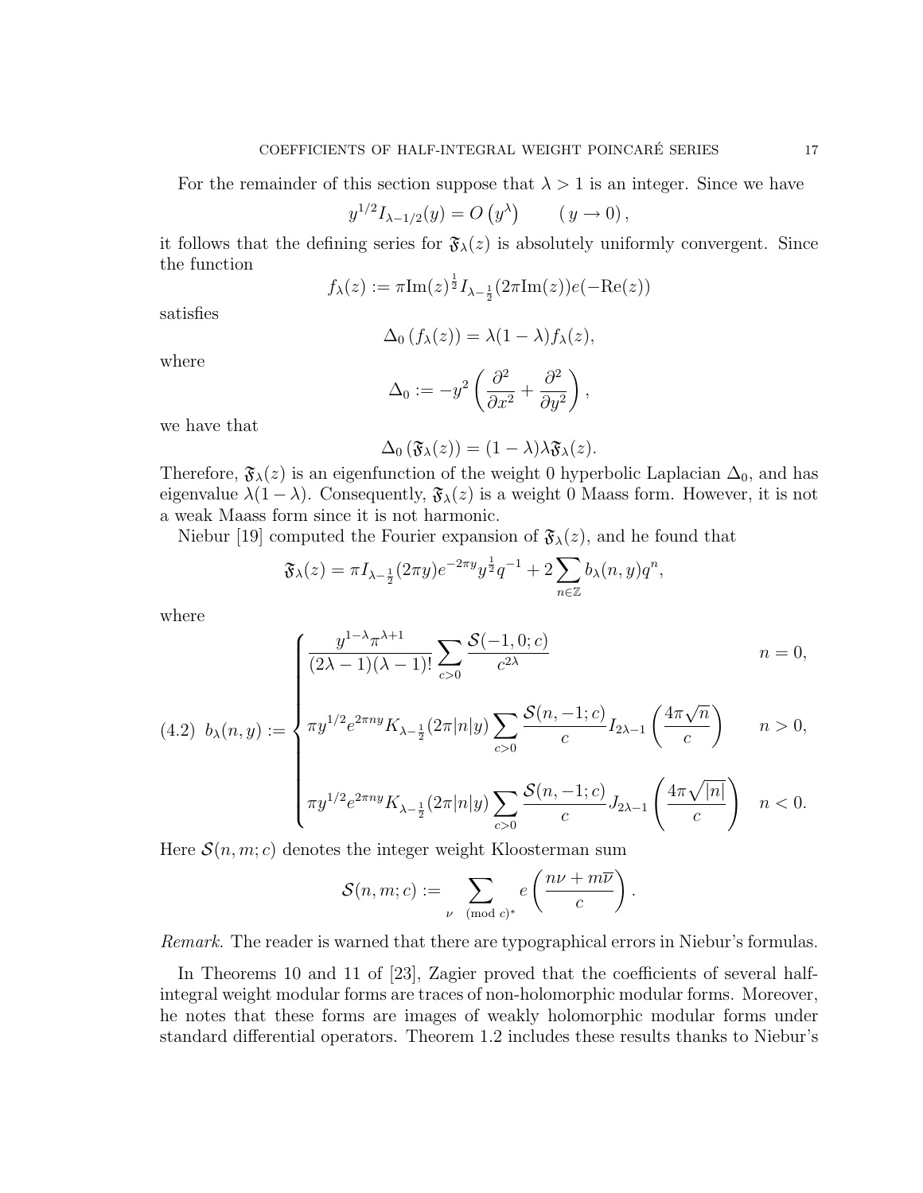For the remainder of this section suppose that $\lambda > 1$ is an integer. Since we have

$$y^{1/2} I_{\lambda-1/2}(y) = O\left(y^{\lambda}\right) \qquad (y \to 0),$$

it follows that the defining series for $\mathfrak{F}_\lambda(z)$ is absolutely uniformly convergent. Since the function

$$f_\lambda(z) := \pi \mathrm{Im}(z)^{\frac{1}{2}} I_{\lambda-\frac{1}{2}}(2\pi \mathrm{Im}(z)) e(-\mathrm{Re}(z))$$

satisfies

$$\Delta_0\left(f_\lambda(z)\right) = \lambda(1-\lambda) f_\lambda(z),$$

where

$$\Delta_0 := -y^2\left(\frac{\partial^2}{\partial x^2} + \frac{\partial^2}{\partial y^2}\right),$$

we have that

$$\Delta_0\left(\mathfrak{F}_\lambda(z)\right) = (1-\lambda)\lambda \mathfrak{F}_\lambda(z).$$

Therefore, $\mathfrak{F}_\lambda(z)$ is an eigenfunction of the weight 0 hyperbolic Laplacian $\Delta_0$, and has eigenvalue $\lambda(1-\lambda)$. Consequently, $\mathfrak{F}_\lambda(z)$ is a weight 0 Maass form. However, it is not a weak Maass form since it is not harmonic.

Niebur [19] computed the Fourier expansion of $\mathfrak{F}_\lambda(z)$, and he found that

$$\mathfrak{F}_\lambda(z) = \pi I_{\lambda-\frac{1}{2}}(2\pi y) e^{-2\pi y} y^{\frac{1}{2}} q^{-1} + 2\sum_{n\in\mathbb{Z}} b_\lambda(n,y) q^n,$$

where

$$(4.2)\quad b_\lambda(n,y) := \begin{cases} \dfrac{y^{1-\lambda}\pi^{\lambda+1}}{(2\lambda-1)(\lambda-1)!} \displaystyle\sum_{c>0} \frac{\mathcal{S}(-1,0;c)}{c^{2\lambda}} & n = 0, \\[2ex] \pi y^{1/2} e^{2\pi n y} K_{\lambda-\frac{1}{2}}(2\pi |n| y) \displaystyle\sum_{c>0} \frac{\mathcal{S}(n,-1;c)}{c} I_{2\lambda-1}\left(\frac{4\pi\sqrt{n}}{c}\right) & n > 0, \\[2ex] \pi y^{1/2} e^{2\pi n y} K_{\lambda-\frac{1}{2}}(2\pi |n| y) \displaystyle\sum_{c>0} \frac{\mathcal{S}(n,-1;c)}{c} J_{2\lambda-1}\left(\frac{4\pi\sqrt{|n|}}{c}\right) & n < 0. \end{cases}$$

Here $\mathcal{S}(n,m;c)$ denotes the integer weight Kloosterman sum

$$\mathcal{S}(n,m;c) := \sum_{\nu \pmod{c}^*} e\left(\frac{n\nu + m\overline{\nu}}{c}\right).$$

*Remark.* The reader is warned that there are typographical errors in Niebur's formulas.

In Theorems 10 and 11 of [23], Zagier proved that the coefficients of several half-integral weight modular forms are traces of non-holomorphic modular forms. Moreover, he notes that these forms are images of weakly holomorphic modular forms under standard differential operators. Theorem 1.2 includes these results thanks to Niebur's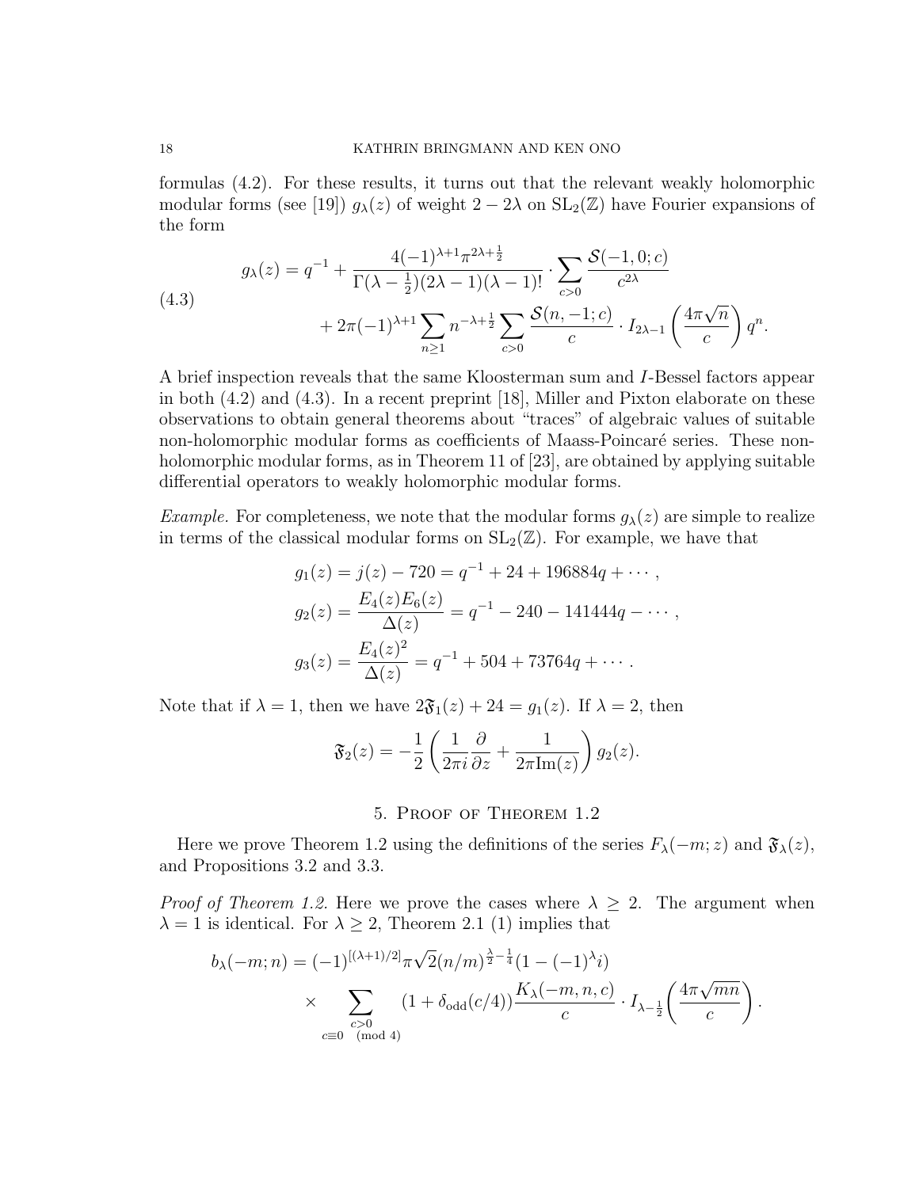formulas (4.2). For these results, it turns out that the relevant weakly holomorphic modular forms (see [19]) $g_\lambda(z)$ of weight $2-2\lambda$ on $\mathrm{SL}_2(\mathbb{Z})$ have Fourier expansions of the form

$$
\begin{aligned}
g_\lambda(z) = q^{-1} &+ \frac{4(-1)^{\lambda+1}\pi^{2\lambda+\frac{1}{2}}}{\Gamma(\lambda-\frac{1}{2})(2\lambda-1)(\lambda-1)!} \cdot \sum_{c>0} \frac{\mathcal{S}(-1,0;c)}{c^{2\lambda}} \\
&+ 2\pi(-1)^{\lambda+1} \sum_{n\geq 1} n^{-\lambda+\frac{1}{2}} \sum_{c>0} \frac{\mathcal{S}(n,-1;c)}{c} \cdot I_{2\lambda-1}\left(\frac{4\pi\sqrt{n}}{c}\right) q^n.
\end{aligned} \tag{4.3}
$$

A brief inspection reveals that the same Kloosterman sum and $I$-Bessel factors appear in both (4.2) and (4.3). In a recent preprint [18], Miller and Pixton elaborate on these observations to obtain general theorems about "traces" of algebraic values of suitable non-holomorphic modular forms as coefficients of Maass-Poincaré series. These non-holomorphic modular forms, as in Theorem 11 of [23], are obtained by applying suitable differential operators to weakly holomorphic modular forms.

*Example.* For completeness, we note that the modular forms $g_\lambda(z)$ are simple to realize in terms of the classical modular forms on $\mathrm{SL}_2(\mathbb{Z})$. For example, we have that

$$
\begin{aligned}
g_1(z) &= j(z) - 720 = q^{-1} + 24 + 196884q + \cdots, \\
g_2(z) &= \frac{E_4(z)E_6(z)}{\Delta(z)} = q^{-1} - 240 - 141444q - \cdots, \\
g_3(z) &= \frac{E_4(z)^2}{\Delta(z)} = q^{-1} + 504 + 73764q + \cdots.
\end{aligned}
$$

Note that if $\lambda = 1$, then we have $2\mathfrak{F}_1(z) + 24 = g_1(z)$. If $\lambda = 2$, then

$$
\mathfrak{F}_2(z) = -\frac{1}{2}\left(\frac{1}{2\pi i}\frac{\partial}{\partial z} + \frac{1}{2\pi \mathrm{Im}(z)}\right) g_2(z).
$$

## 5. Proof of Theorem 1.2

Here we prove Theorem 1.2 using the definitions of the series $F_\lambda(-m;z)$ and $\mathfrak{F}_\lambda(z)$, and Propositions 3.2 and 3.3.

*Proof of Theorem 1.2.* Here we prove the cases where $\lambda \geq 2$. The argument when $\lambda = 1$ is identical. For $\lambda \geq 2$, Theorem 2.1 (1) implies that

$$
\begin{aligned}
b_\lambda(-m;n) = (-1)^{[(\lambda+1)/2]}\pi\sqrt{2}(n/m)^{\frac{\lambda}{2}-\frac{1}{4}}(1-(-1)^\lambda i) \\
\times \sum_{\substack{c>0 \\ c\equiv 0 \pmod 4}} (1+\delta_{\mathrm{odd}}(c/4)) \frac{K_\lambda(-m,n,c)}{c} \cdot I_{\lambda-\frac{1}{2}}\left(\frac{4\pi\sqrt{mn}}{c}\right).
\end{aligned}
$$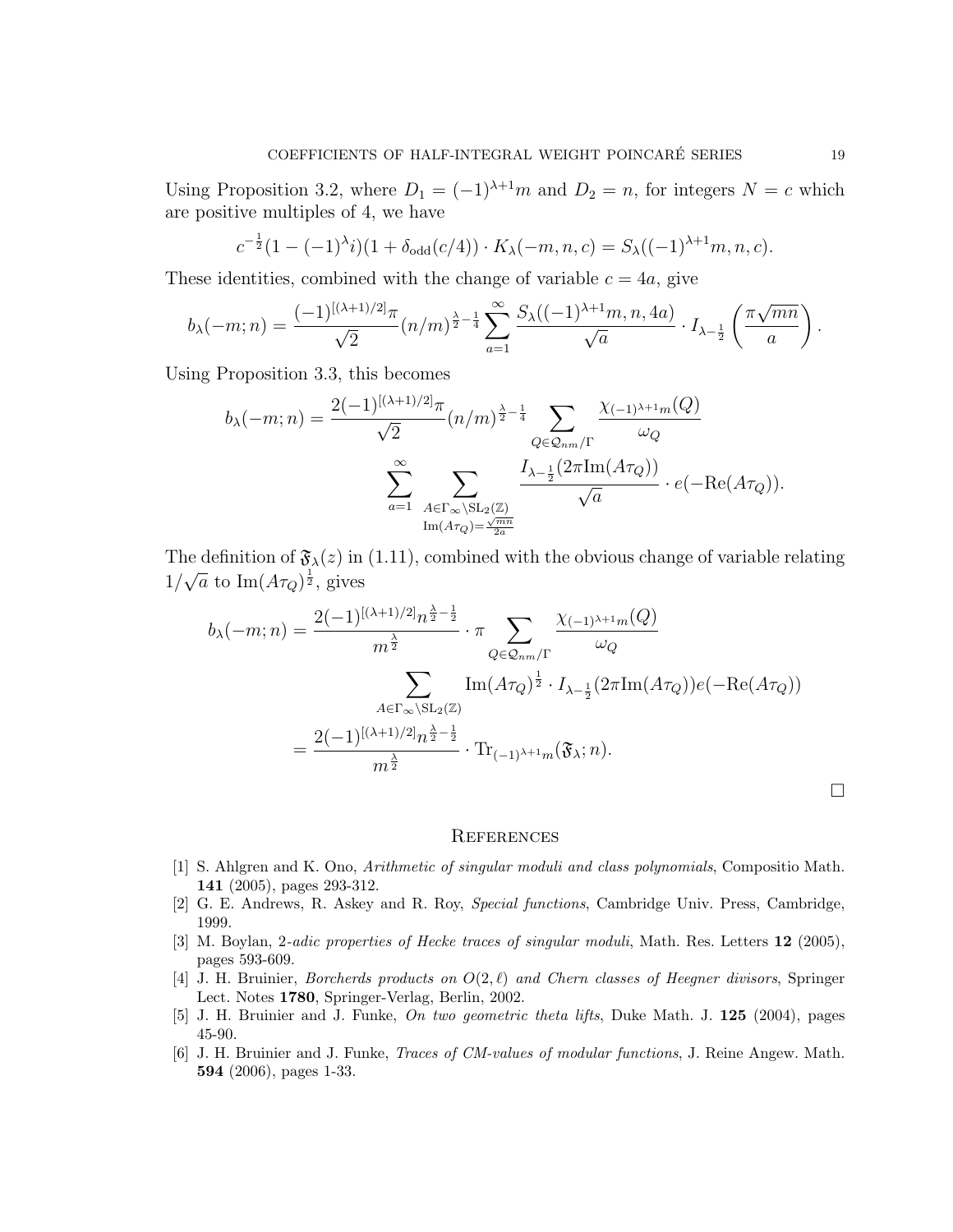Using Proposition 3.2, where $D_1 = (-1)^{\lambda+1}m$ and $D_2 = n$, for integers $N = c$ which are positive multiples of 4, we have

$$c^{-\frac{1}{2}}(1-(-1)^{\lambda}i)(1+\delta_{\mathrm{odd}}(c/4)) \cdot K_{\lambda}(-m,n,c) = S_{\lambda}((-1)^{\lambda+1}m,n,c).$$

These identities, combined with the change of variable $c = 4a$, give

$$b_{\lambda}(-m;n) = \frac{(-1)^{[(\lambda+1)/2]}\pi}{\sqrt{2}}(n/m)^{\frac{\lambda}{2}-\frac{1}{4}} \sum_{a=1}^{\infty} \frac{S_{\lambda}((-1)^{\lambda+1}m,n,4a)}{\sqrt{a}} \cdot I_{\lambda-\frac{1}{2}}\left(\frac{\pi\sqrt{mn}}{a}\right).$$

Using Proposition 3.3, this becomes

$$b_{\lambda}(-m;n) = \frac{2(-1)^{[(\lambda+1)/2]}\pi}{\sqrt{2}}(n/m)^{\frac{\lambda}{2}-\frac{1}{4}} \sum_{Q\in\mathcal{Q}_{nm}/\Gamma} \frac{\chi_{(-1)^{\lambda+1}m}(Q)}{\omega_Q}$$
$$\sum_{a=1}^{\infty} \sum_{\substack{A\in\Gamma_{\infty}\backslash \mathrm{SL}_2(\mathbb{Z}) \\ \mathrm{Im}(A\tau_Q)=\frac{\sqrt{mn}}{2a}}} \frac{I_{\lambda-\frac{1}{2}}(2\pi \mathrm{Im}(A\tau_Q))}{\sqrt{a}} \cdot e(-\mathrm{Re}(A\tau_Q)).$$

The definition of $\mathfrak{F}_{\lambda}(z)$ in (1.11), combined with the obvious change of variable relating $1/\sqrt{a}$ to $\mathrm{Im}(A\tau_Q)^{\frac{1}{2}}$, gives

$$\begin{aligned}
b_{\lambda}(-m;n) &= \frac{2(-1)^{[(\lambda+1)/2]}n^{\frac{\lambda}{2}-\frac{1}{2}}}{m^{\frac{\lambda}{2}}} \cdot \pi \sum_{Q\in\mathcal{Q}_{nm}/\Gamma} \frac{\chi_{(-1)^{\lambda+1}m}(Q)}{\omega_Q} \\
&\qquad \sum_{A\in\Gamma_{\infty}\backslash \mathrm{SL}_2(\mathbb{Z})} \mathrm{Im}(A\tau_Q)^{\frac{1}{2}} \cdot I_{\lambda-\frac{1}{2}}(2\pi \mathrm{Im}(A\tau_Q))e(-\mathrm{Re}(A\tau_Q)) \\
&= \frac{2(-1)^{[(\lambda+1)/2]}n^{\frac{\lambda}{2}-\frac{1}{2}}}{m^{\frac{\lambda}{2}}} \cdot \mathrm{Tr}_{(-1)^{\lambda+1}m}(\mathfrak{F}_{\lambda};n).
\end{aligned}$$

□

## References

[1] S. Ahlgren and K. Ono, *Arithmetic of singular moduli and class polynomials*, Compositio Math. **141** (2005), pages 293-312.

[2] G. E. Andrews, R. Askey and R. Roy, *Special functions*, Cambridge Univ. Press, Cambridge, 1999.

[3] M. Boylan, *2-adic properties of Hecke traces of singular moduli*, Math. Res. Letters **12** (2005), pages 593-609.

[4] J. H. Bruinier, *Borcherds products on $O(2,\ell)$ and Chern classes of Heegner divisors*, Springer Lect. Notes **1780**, Springer-Verlag, Berlin, 2002.

[5] J. H. Bruinier and J. Funke, *On two geometric theta lifts*, Duke Math. J. **125** (2004), pages 45-90.

[6] J. H. Bruinier and J. Funke, *Traces of CM-values of modular functions*, J. Reine Angew. Math. **594** (2006), pages 1-33.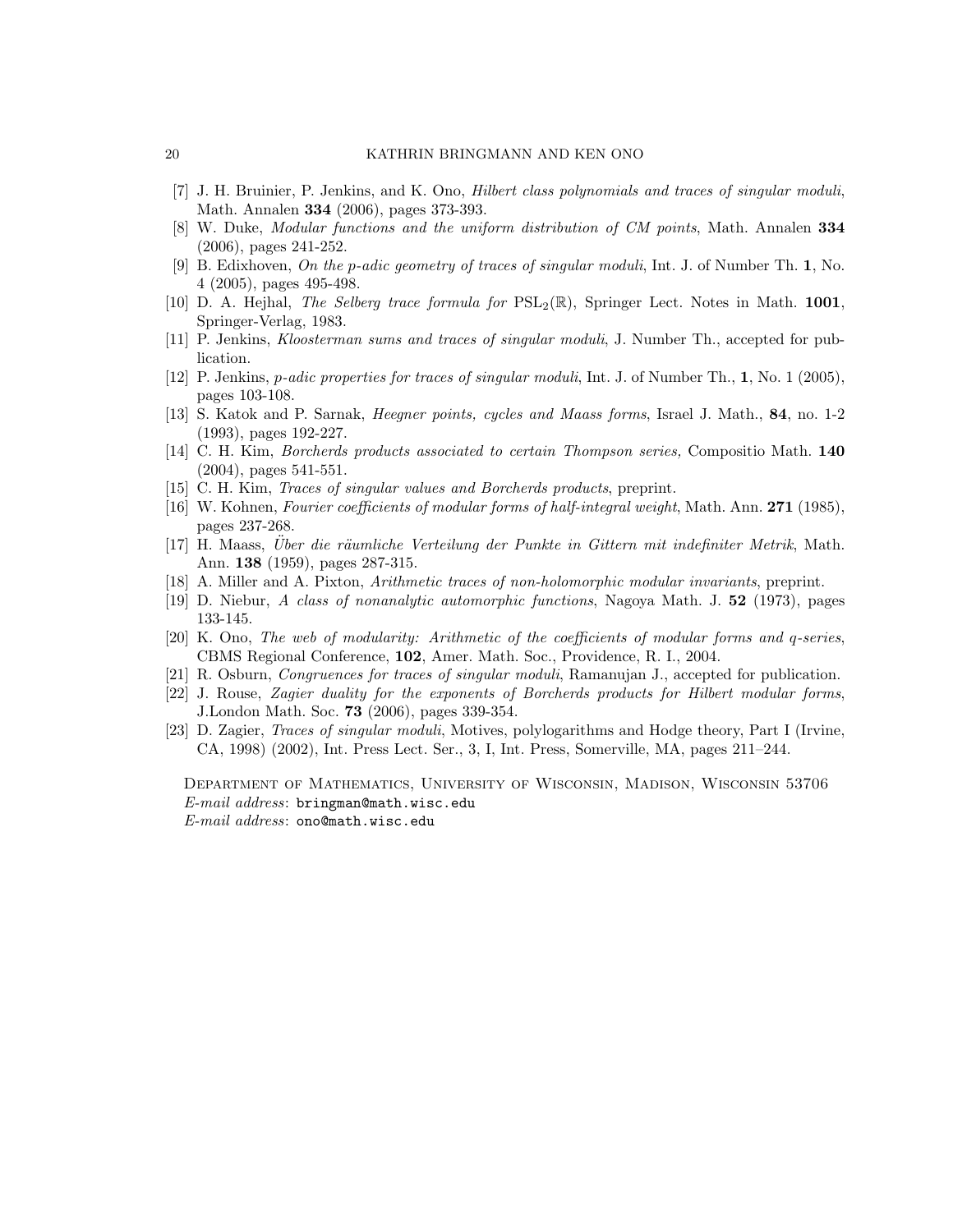[7] J. H. Bruinier, P. Jenkins, and K. Ono, *Hilbert class polynomials and traces of singular moduli*, Math. Annalen **334** (2006), pages 373-393.

[8] W. Duke, *Modular functions and the uniform distribution of CM points*, Math. Annalen **334** (2006), pages 241-252.

[9] B. Edixhoven, *On the p-adic geometry of traces of singular moduli*, Int. J. of Number Th. **1**, No. 4 (2005), pages 495-498.

[10] D. A. Hejhal, *The Selberg trace formula for* $\mathrm{PSL}_2(\mathbb{R})$, Springer Lect. Notes in Math. **1001**, Springer-Verlag, 1983.

[11] P. Jenkins, *Kloosterman sums and traces of singular moduli*, J. Number Th., accepted for publication.

[12] P. Jenkins, *p-adic properties for traces of singular moduli*, Int. J. of Number Th., **1**, No. 1 (2005), pages 103-108.

[13] S. Katok and P. Sarnak, *Heegner points, cycles and Maass forms*, Israel J. Math., **84**, no. 1-2 (1993), pages 192-227.

[14] C. H. Kim, *Borcherds products associated to certain Thompson series,* Compositio Math. **140** (2004), pages 541-551.

[15] C. H. Kim, *Traces of singular values and Borcherds products*, preprint.

[16] W. Kohnen, *Fourier coefficients of modular forms of half-integral weight*, Math. Ann. **271** (1985), pages 237-268.

[17] H. Maass, *Über die räumliche Verteilung der Punkte in Gittern mit indefiniter Metrik*, Math. Ann. **138** (1959), pages 287-315.

[18] A. Miller and A. Pixton, *Arithmetic traces of non-holomorphic modular invariants*, preprint.

[19] D. Niebur, *A class of nonanalytic automorphic functions*, Nagoya Math. J. **52** (1973), pages 133-145.

[20] K. Ono, *The web of modularity: Arithmetic of the coefficients of modular forms and q-series*, CBMS Regional Conference, **102**, Amer. Math. Soc., Providence, R. I., 2004.

[21] R. Osburn, *Congruences for traces of singular moduli*, Ramanujan J., accepted for publication.

[22] J. Rouse, *Zagier duality for the exponents of Borcherds products for Hilbert modular forms*, J.London Math. Soc. **73** (2006), pages 339-354.

[23] D. Zagier, *Traces of singular moduli*, Motives, polylogarithms and Hodge theory, Part I (Irvine, CA, 1998) (2002), Int. Press Lect. Ser., 3, I, Int. Press, Somerville, MA, pages 211–244.

Department of Mathematics, University of Wisconsin, Madison, Wisconsin 53706

*E-mail address*: `bringman@math.wisc.edu`

*E-mail address*: `ono@math.wisc.edu`